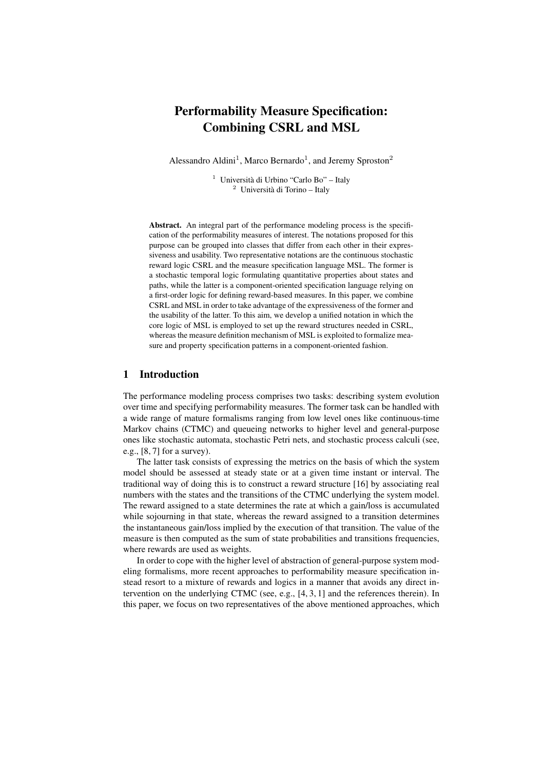# Performability Measure Specification: Combining CSRL and MSL

Alessandro Aldini[1], Marco Bernardo[1], and Jeremy Sproston[2]

[1] Università di Urbino "Carlo Bo" – Italy
[2] Università di Torino – Italy

**Abstract.** An integral part of the performance modeling process is the specification of the performability measures of interest. The notations proposed for this purpose can be grouped into classes that differ from each other in their expressiveness and usability. Two representative notations are the continuous stochastic reward logic CSRL and the measure specification language MSL. The former is a stochastic temporal logic formulating quantitative properties about states and paths, while the latter is a component-oriented specification language relying on a first-order logic for defining reward-based measures. In this paper, we combine CSRL and MSL in order to take advantage of the expressiveness of the former and the usability of the latter. To this aim, we develop a unified notation in which the core logic of MSL is employed to set up the reward structures needed in CSRL, whereas the measure definition mechanism of MSL is exploited to formalize measure and property specification patterns in a component-oriented fashion.

## 1 Introduction

The performance modeling process comprises two tasks: describing system evolution over time and specifying performability measures. The former task can be handled with a wide range of mature formalisms ranging from low level ones like continuous-time Markov chains (CTMC) and queueing networks to higher level and general-purpose ones like stochastic automata, stochastic Petri nets, and stochastic process calculi (see, e.g., [8, 7] for a survey).

The latter task consists of expressing the metrics on the basis of which the system model should be assessed at steady state or at a given time instant or interval. The traditional way of doing this is to construct a reward structure [16] by associating real numbers with the states and the transitions of the CTMC underlying the system model. The reward assigned to a state determines the rate at which a gain/loss is accumulated while sojourning in that state, whereas the reward assigned to a transition determines the instantaneous gain/loss implied by the execution of that transition. The value of the measure is then computed as the sum of state probabilities and transitions frequencies, where rewards are used as weights.

In order to cope with the higher level of abstraction of general-purpose system modeling formalisms, more recent approaches to performability measure specification instead resort to a mixture of rewards and logics in a manner that avoids any direct intervention on the underlying CTMC (see, e.g., [4, 3, 1] and the references therein). In this paper, we focus on two representatives of the above mentioned approaches, which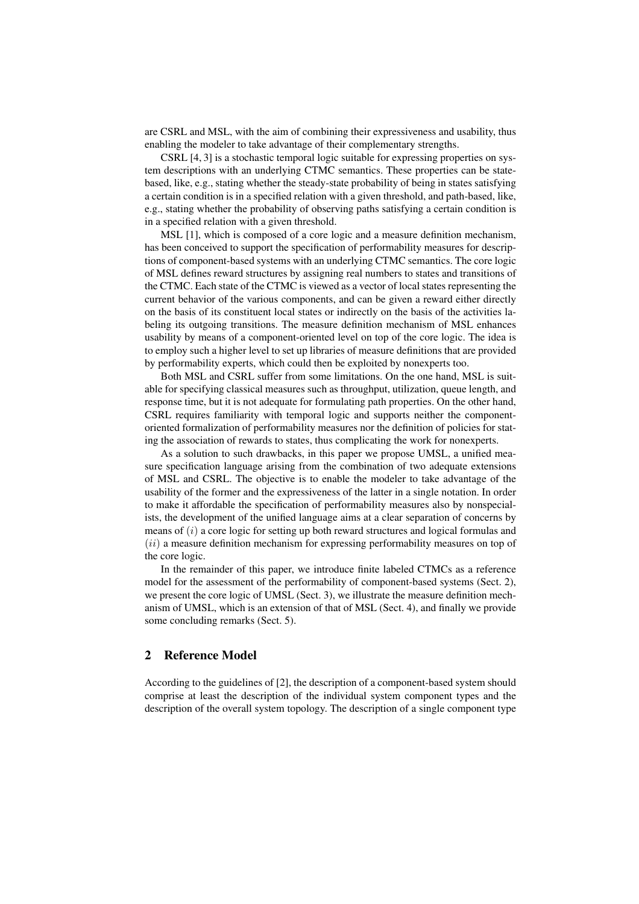are CSRL and MSL, with the aim of combining their expressiveness and usability, thus enabling the modeler to take advantage of their complementary strengths.

CSRL [4, 3] is a stochastic temporal logic suitable for expressing properties on system descriptions with an underlying CTMC semantics. These properties can be state-based, like, e.g., stating whether the steady-state probability of being in states satisfying a certain condition is in a specified relation with a given threshold, and path-based, like, e.g., stating whether the probability of observing paths satisfying a certain condition is in a specified relation with a given threshold.

MSL [1], which is composed of a core logic and a measure definition mechanism, has been conceived to support the specification of performability measures for descriptions of component-based systems with an underlying CTMC semantics. The core logic of MSL defines reward structures by assigning real numbers to states and transitions of the CTMC. Each state of the CTMC is viewed as a vector of local states representing the current behavior of the various components, and can be given a reward either directly on the basis of its constituent local states or indirectly on the basis of the activities labeling its outgoing transitions. The measure definition mechanism of MSL enhances usability by means of a component-oriented level on top of the core logic. The idea is to employ such a higher level to set up libraries of measure definitions that are provided by performability experts, which could then be exploited by nonexperts too.

Both MSL and CSRL suffer from some limitations. On the one hand, MSL is suitable for specifying classical measures such as throughput, utilization, queue length, and response time, but it is not adequate for formulating path properties. On the other hand, CSRL requires familiarity with temporal logic and supports neither the component-oriented formalization of performability measures nor the definition of policies for stating the association of rewards to states, thus complicating the work for nonexperts.

As a solution to such drawbacks, in this paper we propose UMSL, a unified measure specification language arising from the combination of two adequate extensions of MSL and CSRL. The objective is to enable the modeler to take advantage of the usability of the former and the expressiveness of the latter in a single notation. In order to make it affordable the specification of performability measures also by nonspecialists, the development of the unified language aims at a clear separation of concerns by means of $(i)$ a core logic for setting up both reward structures and logical formulas and $(ii)$ a measure definition mechanism for expressing performability measures on top of the core logic.

In the remainder of this paper, we introduce finite labeled CTMCs as a reference model for the assessment of the performability of component-based systems (Sect. 2), we present the core logic of UMSL (Sect. 3), we illustrate the measure definition mechanism of UMSL, which is an extension of that of MSL (Sect. 4), and finally we provide some concluding remarks (Sect. 5).

## 2 Reference Model

According to the guidelines of [2], the description of a component-based system should comprise at least the description of the individual system component types and the description of the overall system topology. The description of a single component type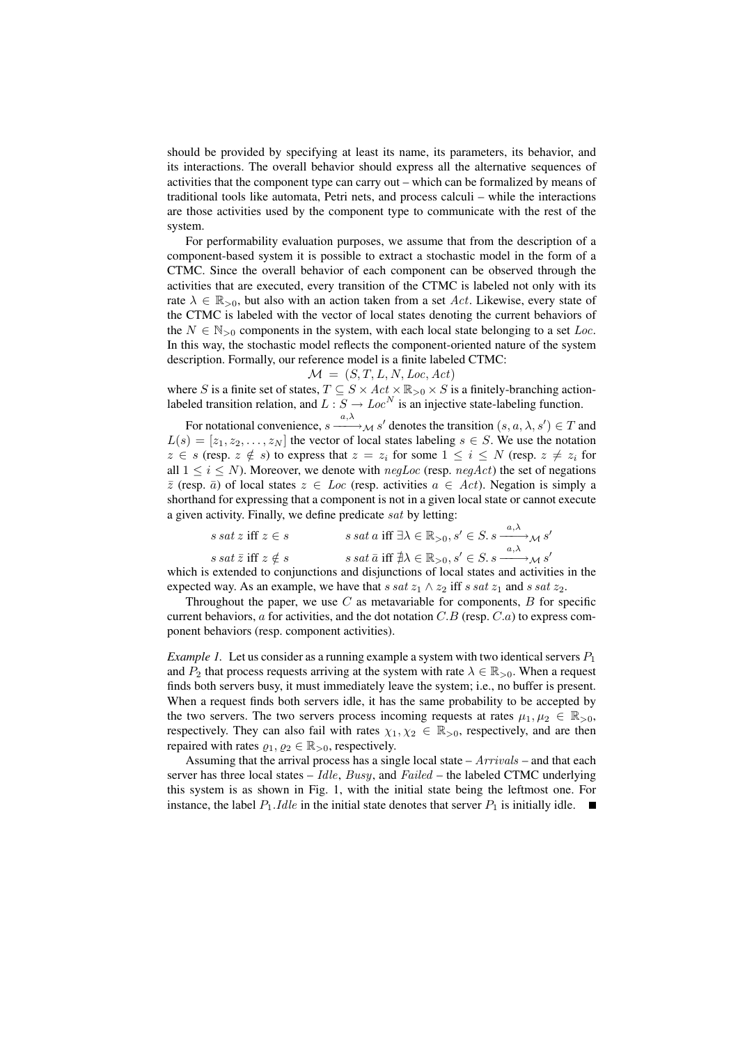should be provided by specifying at least its name, its parameters, its behavior, and its interactions. The overall behavior should express all the alternative sequences of activities that the component type can carry out – which can be formalized by means of traditional tools like automata, Petri nets, and process calculi – while the interactions are those activities used by the component type to communicate with the rest of the system.

For performability evaluation purposes, we assume that from the description of a component-based system it is possible to extract a stochastic model in the form of a CTMC. Since the overall behavior of each component can be observed through the activities that are executed, every transition of the CTMC is labeled not only with its rate $\lambda \in \mathbb{R}_{>0}$, but also with an action taken from a set $Act$. Likewise, every state of the CTMC is labeled with the vector of local states denoting the current behaviors of the $N \in \mathbb{N}_{>0}$ components in the system, with each local state belonging to a set $Loc$. In this way, the stochastic model reflects the component-oriented nature of the system description. Formally, our reference model is a finite labeled CTMC:

$$\mathcal{M} \;=\; (S, T, L, N, Loc, Act)$$

where $S$ is a finite set of states, $T \subseteq S \times Act \times \mathbb{R}_{>0} \times S$ is a finitely-branching action-labeled transition relation, and $L : S \rightarrow Loc^N$ is an injective state-labeling function.

For notational convenience, $s \xrightarrow{a,\lambda}_{\mathcal{M}} s'$ denotes the transition $(s, a, \lambda, s') \in T$ and $L(s) = [z_1, z_2, \ldots, z_N]$ the vector of local states labeling $s \in S$. We use the notation $z \in s$ (resp. $z \notin s$) to express that $z = z_i$ for some $1 \leq i \leq N$ (resp. $z \neq z_i$ for all $1 \leq i \leq N$). Moreover, we denote with $negLoc$ (resp. $negAct$) the set of negations $\bar{z}$ (resp. $\bar{a}$) of local states $z \in Loc$ (resp. activities $a \in Act$). Negation is simply a shorthand for expressing that a component is not in a given local state or cannot execute a given activity. Finally, we define predicate $sat$ by letting:

$$s \; sat \; z \text{ iff } z \in s \qquad\qquad s \; sat \; a \text{ iff } \exists \lambda \in \mathbb{R}_{>0}, s' \in S. \, s \xrightarrow{a,\lambda}_{\mathcal{M}} s'$$

$$s \; sat \; \bar{z} \text{ iff } z \notin s \qquad\qquad s \; sat \; \bar{a} \text{ iff } \nexists \lambda \in \mathbb{R}_{>0}, s' \in S. \, s \xrightarrow{a,\lambda}_{\mathcal{M}} s'$$

which is extended to conjunctions and disjunctions of local states and activities in the expected way. As an example, we have that $s \; sat \; z_1 \wedge z_2$ iff $s \; sat \; z_1$ and $s \; sat \; z_2$.

Throughout the paper, we use $C$ as metavariable for components, $B$ for specific current behaviors, $a$ for activities, and the dot notation $C.B$ (resp. $C.a$) to express component behaviors (resp. component activities).

*Example 1.* Let us consider as a running example a system with two identical servers $P_1$ and $P_2$ that process requests arriving at the system with rate $\lambda \in \mathbb{R}_{>0}$. When a request finds both servers busy, it must immediately leave the system; i.e., no buffer is present. When a request finds both servers idle, it has the same probability to be accepted by the two servers. The two servers process incoming requests at rates $\mu_1, \mu_2 \in \mathbb{R}_{>0}$, respectively. They can also fail with rates $\chi_1, \chi_2 \in \mathbb{R}_{>0}$, respectively, and are then repaired with rates $\varrho_1, \varrho_2 \in \mathbb{R}_{>0}$, respectively.

Assuming that the arrival process has a single local state – $Arrivals$ – and that each server has three local states – $Idle$, $Busy$, and $Failed$ – the labeled CTMC underlying this system is as shown in Fig. 1, with the initial state being the leftmost one. For instance, the label $P_1.Idle$ in the initial state denotes that server $P_1$ is initially idle. ■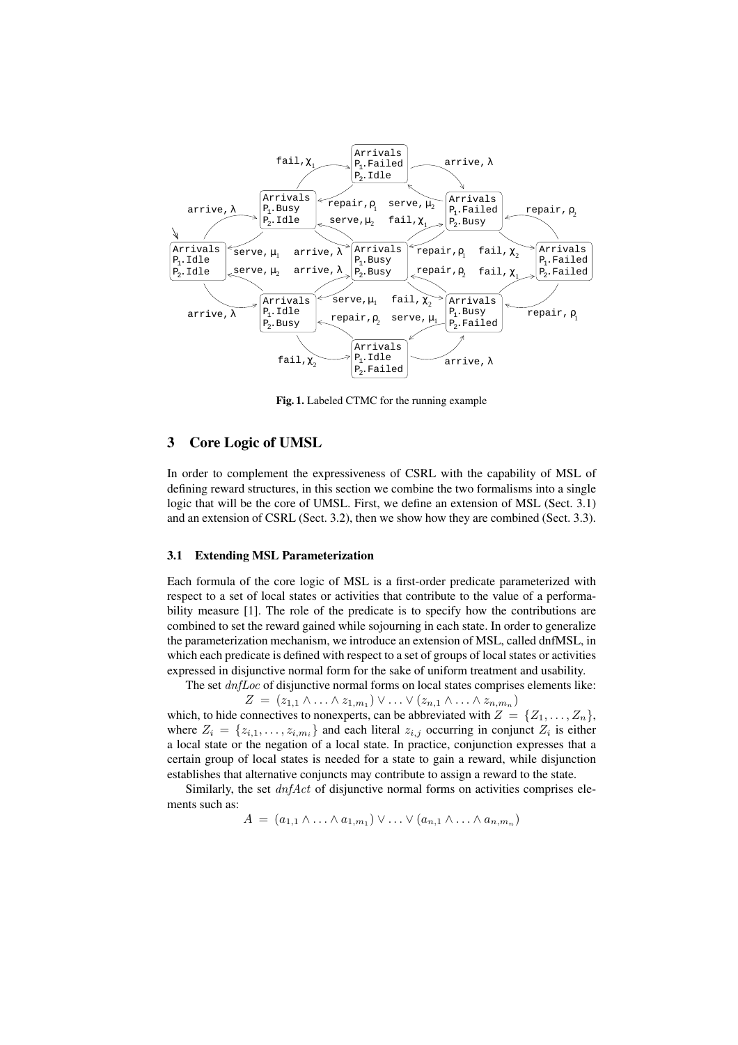**Fig. 1.** Labeled CTMC for the running example

## 3 Core Logic of UMSL

In order to complement the expressiveness of CSRL with the capability of MSL of defining reward structures, in this section we combine the two formalisms into a single logic that will be the core of UMSL. First, we define an extension of MSL (Sect. 3.1) and an extension of CSRL (Sect. 3.2), then we show how they are combined (Sect. 3.3).

### 3.1 Extending MSL Parameterization

Each formula of the core logic of MSL is a first-order predicate parameterized with respect to a set of local states or activities that contribute to the value of a performability measure [1]. The role of the predicate is to specify how the contributions are combined to set the reward gained while sojourning in each state. In order to generalize the parameterization mechanism, we introduce an extension of MSL, called dnfMSL, in which each predicate is defined with respect to a set of groups of local states or activities expressed in disjunctive normal form for the sake of uniform treatment and usability.

The set $dnfLoc$ of disjunctive normal forms on local states comprises elements like:

$$Z = (z_{1,1} \wedge \ldots \wedge z_{1,m_1}) \vee \ldots \vee (z_{n,1} \wedge \ldots \wedge z_{n,m_n})$$

which, to hide connectives to nonexperts, can be abbreviated with $Z = \{Z_1, \ldots, Z_n\}$, where $Z_i = \{z_{i,1}, \ldots, z_{i,m_i}\}$ and each literal $z_{i,j}$ occurring in conjunct $Z_i$ is either a local state or the negation of a local state. In practice, conjunction expresses that a certain group of local states is needed for a state to gain a reward, while disjunction establishes that alternative conjuncts may contribute to assign a reward to the state.

Similarly, the set $dnfAct$ of disjunctive normal forms on activities comprises elements such as:

$$A = (a_{1,1} \wedge \ldots \wedge a_{1,m_1}) \vee \ldots \vee (a_{n,1} \wedge \ldots \wedge a_{n,m_n})$$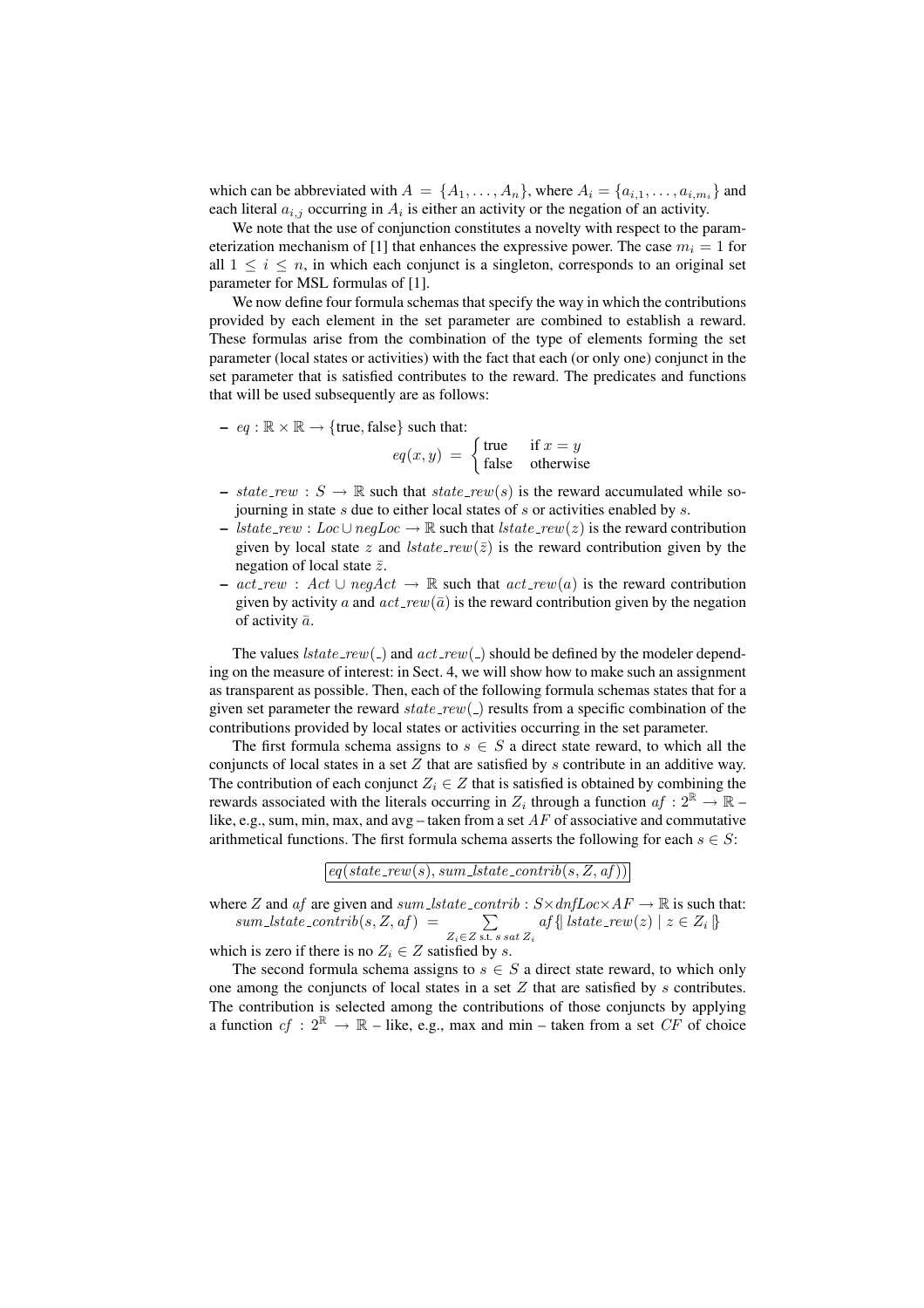which can be abbreviated with $A = \{A_1, \dots, A_n\}$, where $A_i = \{a_{i,1}, \dots, a_{i,m_i}\}$ and each literal $a_{i,j}$ occurring in $A_i$ is either an activity or the negation of an activity.

We note that the use of conjunction constitutes a novelty with respect to the parameterization mechanism of [1] that enhances the expressive power. The case $m_i = 1$ for all $1 \leq i \leq n$, in which each conjunct is a singleton, corresponds to an original set parameter for MSL formulas of [1].

We now define four formula schemas that specify the way in which the contributions provided by each element in the set parameter are combined to establish a reward. These formulas arise from the combination of the type of elements forming the set parameter (local states or activities) with the fact that each (or only one) conjunct in the set parameter that is satisfied contributes to the reward. The predicates and functions that will be used subsequently are as follows:

– $eq : \mathbb{R} \times \mathbb{R} \rightarrow \{\text{true}, \text{false}\}$ such that:
$$eq(x, y) \; = \; \begin{cases} \text{true} & \text{if } x = y \\ \text{false} & \text{otherwise} \end{cases}$$
– $state\_rew : S \rightarrow \mathbb{R}$ such that $state\_rew(s)$ is the reward accumulated while sojourning in state $s$ due to either local states of $s$ or activities enabled by $s$.
– $lstate\_rew : Loc \cup negLoc \rightarrow \mathbb{R}$ such that $lstate\_rew(z)$ is the reward contribution given by local state $z$ and $lstate\_rew(\bar{z})$ is the reward contribution given by the negation of local state $\bar{z}$.
– $act\_rew : Act \cup negAct \rightarrow \mathbb{R}$ such that $act\_rew(a)$ is the reward contribution given by activity $a$ and $act\_rew(\bar{a})$ is the reward contribution given by the negation of activity $\bar{a}$.

The values $lstate\_rew(\_)$ and $act\_rew(\_)$ should be defined by the modeler depending on the measure of interest: in Sect. 4, we will show how to make such an assignment as transparent as possible. Then, each of the following formula schemas states that for a given set parameter the reward $state\_rew(\_)$ results from a specific combination of the contributions provided by local states or activities occurring in the set parameter.

The first formula schema assigns to $s \in S$ a direct state reward, to which all the conjuncts of local states in a set $Z$ that are satisfied by $s$ contribute in an additive way. The contribution of each conjunct $Z_i \in Z$ that is satisfied is obtained by combining the rewards associated with the literals occurring in $Z_i$ through a function $af : 2^{\mathbb{R}} \rightarrow \mathbb{R}$ – like, e.g., sum, min, max, and avg – taken from a set $AF$ of associative and commutative arithmetical functions. The first formula schema asserts the following for each $s \in S$:

$$\boxed{eq(state\_rew(s), sum\_lstate\_contrib(s, Z, af))}$$

where $Z$ and $af$ are given and $sum\_lstate\_contrib : S \times dnfLoc \times AF \rightarrow \mathbb{R}$ is such that:
$$sum\_lstate\_contrib(s, Z, af) \; = \sum_{Z_i \in Z \text{ s.t. } s \; sat \; Z_i} af \{\!| \; lstate\_rew(z) \mid z \in Z_i \; |\!\}$$
which is zero if there is no $Z_i \in Z$ satisfied by $s$.

The second formula schema assigns to $s \in S$ a direct state reward, to which only one among the conjuncts of local states in a set $Z$ that are satisfied by $s$ contributes. The contribution is selected among the contributions of those conjuncts by applying a function $cf : 2^{\mathbb{R}} \rightarrow \mathbb{R}$ – like, e.g., max and min – taken from a set $CF$ of choice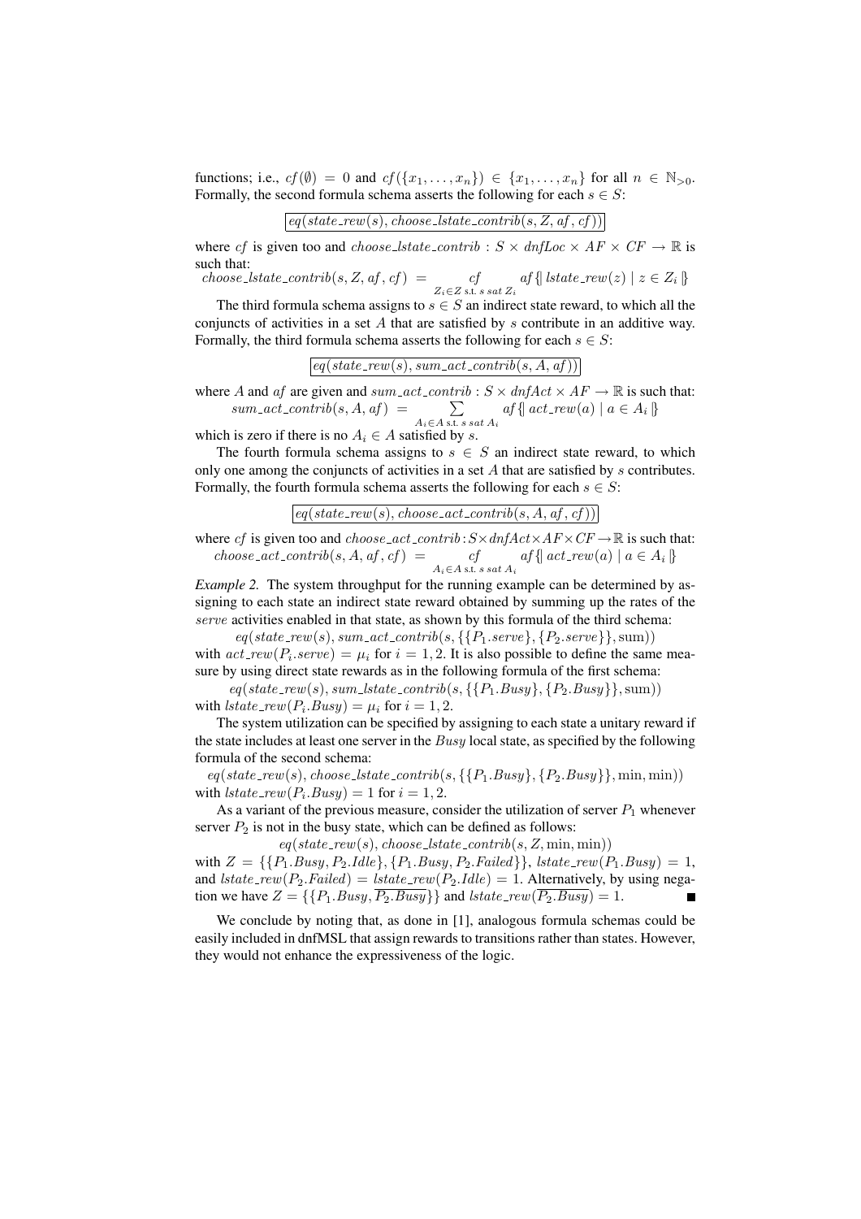functions; i.e., $cf(\emptyset) = 0$ and $cf(\{x_1, \ldots, x_n\}) \in \{x_1, \ldots, x_n\}$ for all $n \in \mathbb{N}_{>0}$. Formally, the second formula schema asserts the following for each $s \in S$:

$$\boxed{eq(state\_rew(s), choose\_lstate\_contrib(s, Z, af, cf))}$$

where $cf$ is given too and $choose\_lstate\_contrib : S \times dnfLoc \times AF \times CF \rightarrow \mathbb{R}$ is such that:

$$choose\_lstate\_contrib(s, Z, af, cf) \;=\; \underset{Z_i \in Z \text{ s.t. } s \text{ } sat \text{ } Z_i}{cf} \; af\{\!|\, lstate\_rew(z) \mid z \in Z_i \,|\!\}$$

The third formula schema assigns to $s \in S$ an indirect state reward, to which all the conjuncts of activities in a set $A$ that are satisfied by $s$ contribute in an additive way. Formally, the third formula schema asserts the following for each $s \in S$:

$$\boxed{eq(state\_rew(s), sum\_act\_contrib(s, A, af))}$$

where $A$ and $af$ are given and $sum\_act\_contrib : S \times dnfAct \times AF \rightarrow \mathbb{R}$ is such that:

$$sum\_act\_contrib(s, A, af) \;=\; \sum_{A_i \in A \text{ s.t. } s \text{ } sat \text{ } A_i} af\{\!|\, act\_rew(a) \mid a \in A_i \,|\!\}$$

which is zero if there is no $A_i \in A$ satisfied by $s$.

The fourth formula schema assigns to $s \in S$ an indirect state reward, to which only one among the conjuncts of activities in a set $A$ that are satisfied by $s$ contributes. Formally, the fourth formula schema asserts the following for each $s \in S$:

$$\boxed{eq(state\_rew(s), choose\_act\_contrib(s, A, af, cf))}$$

where $cf$ is given too and $choose\_act\_contrib : S \times dnfAct \times AF \times CF \rightarrow \mathbb{R}$ is such that:

$$choose\_act\_contrib(s, A, af, cf) \;=\; \underset{A_i \in A \text{ s.t. } s \text{ } sat \text{ } A_i}{cf} \; af\{\!|\, act\_rew(a) \mid a \in A_i \,|\!\}$$

*Example 2.* The system throughput for the running example can be determined by assigning to each state an indirect state reward obtained by summing up the rates of the *serve* activities enabled in that state, as shown by this formula of the third schema:

$$eq(state\_rew(s), sum\_act\_contrib(s, \{\{P_1.serve\}, \{P_2.serve\}\}, \mathrm{sum}))$$

with $act\_rew(P_i.serve) = \mu_i$ for $i = 1, 2$. It is also possible to define the same measure by using direct state rewards as in the following formula of the first schema:

$$eq(state\_rew(s), sum\_lstate\_contrib(s, \{\{P_1.Busy\}, \{P_2.Busy\}\}, \mathrm{sum}))$$

with $lstate\_rew(P_i.Busy) = \mu_i$ for $i = 1, 2$.

The system utilization can be specified by assigning to each state a unitary reward if the state includes at least one server in the $Busy$ local state, as specified by the following formula of the second schema:

$$eq(state\_rew(s), choose\_lstate\_contrib(s, \{\{P_1.Busy\}, \{P_2.Busy\}\}, \min, \min))$$

with $lstate\_rew(P_i.Busy) = 1$ for $i = 1, 2$.

As a variant of the previous measure, consider the utilization of server $P_1$ whenever server $P_2$ is not in the busy state, which can be defined as follows:

$$eq(state\_rew(s), choose\_lstate\_contrib(s, Z, \min, \min))$$

with $Z = \{\{P_1.Busy, P_2.Idle\}, \{P_1.Busy, P_2.Failed\}\}$, $lstate\_rew(P_1.Busy) = 1$, and $lstate\_rew(P_2.Failed) = lstate\_rew(P_2.Idle) = 1$. Alternatively, by using negation we have $Z = \{\{P_1.Busy, \overline{P_2.Busy}\}\}$ and $lstate\_rew(\overline{P_2.Busy}) = 1$. ■

We conclude by noting that, as done in [1], analogous formula schemas could be easily included in dnfMSL that assign rewards to transitions rather than states. However, they would not enhance the expressiveness of the logic.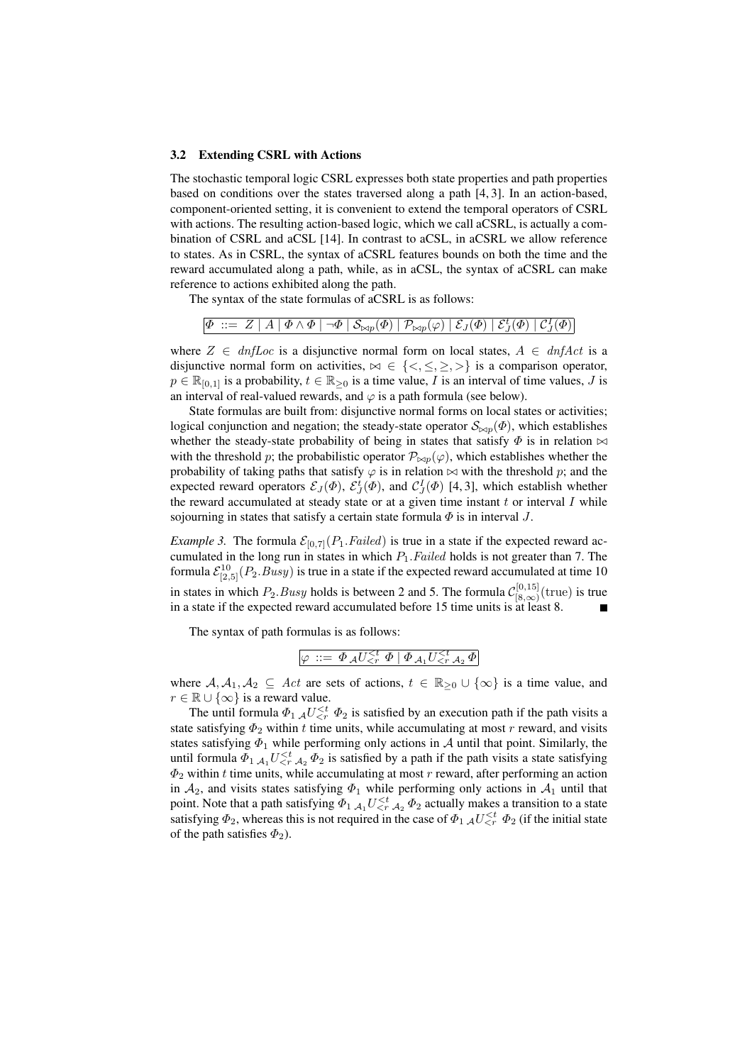### 3.2 Extending CSRL with Actions

The stochastic temporal logic CSRL expresses both state properties and path properties based on conditions over the states traversed along a path [4, 3]. In an action-based, component-oriented setting, it is convenient to extend the temporal operators of CSRL with actions. The resulting action-based logic, which we call aCSRL, is actually a combination of CSRL and aCSL [14]. In contrast to aCSL, in aCSRL we allow reference to states. As in CSRL, the syntax of aCSRL features bounds on both the time and the reward accumulated along a path, while, as in aCSL, the syntax of aCSRL can make reference to actions exhibited along the path.

The syntax of the state formulas of aCSRL is as follows:

$$\Phi \ ::= \ Z \mid A \mid \Phi \wedge \Phi \mid \neg \Phi \mid \mathcal{S}_{\bowtie p}(\Phi) \mid \mathcal{P}_{\bowtie p}(\varphi) \mid \mathcal{E}_J(\Phi) \mid \mathcal{E}^t_J(\Phi) \mid \mathcal{C}^I_J(\Phi)$$

where $Z \in \mathit{dnfLoc}$ is a disjunctive normal form on local states, $A \in \mathit{dnfAct}$ is a disjunctive normal form on activities, $\bowtie \in \{<, \leq, \geq, >\}$ is a comparison operator, $p \in \mathbb{R}_{[0,1]}$ is a probability, $t \in \mathbb{R}_{\geq 0}$ is a time value, $I$ is an interval of time values, $J$ is an interval of real-valued rewards, and $\varphi$ is a path formula (see below).

State formulas are built from: disjunctive normal forms on local states or activities; logical conjunction and negation; the steady-state operator $\mathcal{S}_{\bowtie p}(\Phi)$, which establishes whether the steady-state probability of being in states that satisfy $\Phi$ is in relation $\bowtie$ with the threshold $p$; the probabilistic operator $\mathcal{P}_{\bowtie p}(\varphi)$, which establishes whether the probability of taking paths that satisfy $\varphi$ is in relation $\bowtie$ with the threshold $p$; and the expected reward operators $\mathcal{E}_J(\Phi)$, $\mathcal{E}^t_J(\Phi)$, and $\mathcal{C}^I_J(\Phi)$ [4, 3], which establish whether the reward accumulated at steady state or at a given time instant $t$ or interval $I$ while sojourning in states that satisfy a certain state formula $\Phi$ is in interval $J$.

*Example 3.* The formula $\mathcal{E}_{[0,7]}(P_1.\mathit{Failed})$ is true in a state if the expected reward accumulated in the long run in states in which $P_1.\mathit{Failed}$ holds is not greater than 7. The formula $\mathcal{E}^{10}_{[2,5]}(P_2.\mathit{Busy})$ is true in a state if the expected reward accumulated at time 10 in states in which $P_2.\mathit{Busy}$ holds is between 2 and 5. The formula $\mathcal{C}^{[0,15]}_{[8,\infty)}(\text{true})$ is true in a state if the expected reward accumulated before 15 time units is at least 8. ■

The syntax of path formulas is as follows:

$$\varphi \ ::= \ \Phi \ {}_{\mathcal{A}}U^{\leq t}_{\leq r} \ \Phi \mid \Phi \ {}_{\mathcal{A}_1}U^{\leq t}_{\leq r} \ {}_{\mathcal{A}_2} \ \Phi$$

where $\mathcal{A}, \mathcal{A}_1, \mathcal{A}_2 \subseteq \mathit{Act}$ are sets of actions, $t \in \mathbb{R}_{\geq 0} \cup \{\infty\}$ is a time value, and $r \in \mathbb{R} \cup \{\infty\}$ is a reward value.

The until formula $\Phi_1 \ {}_{\mathcal{A}}U^{\leq t}_{\leq r} \ \Phi_2$ is satisfied by an execution path if the path visits a state satisfying $\Phi_2$ within $t$ time units, while accumulating at most $r$ reward, and visits states satisfying $\Phi_1$ while performing only actions in $\mathcal{A}$ until that point. Similarly, the until formula $\Phi_1 \ {}_{\mathcal{A}_1}U^{\leq t}_{\leq r} \ {}_{\mathcal{A}_2} \ \Phi_2$ is satisfied by a path if the path visits a state satisfying $\Phi_2$ within $t$ time units, while accumulating at most $r$ reward, after performing an action in $\mathcal{A}_2$, and visits states satisfying $\Phi_1$ while performing only actions in $\mathcal{A}_1$ until that point. Note that a path satisfying $\Phi_1 \ {}_{\mathcal{A}_1}U^{\leq t}_{\leq r} \ {}_{\mathcal{A}_2} \ \Phi_2$ actually makes a transition to a state satisfying $\Phi_2$, whereas this is not required in the case of $\Phi_1 \ {}_{\mathcal{A}}U^{\leq t}_{\leq r} \ \Phi_2$ (if the initial state of the path satisfies $\Phi_2$).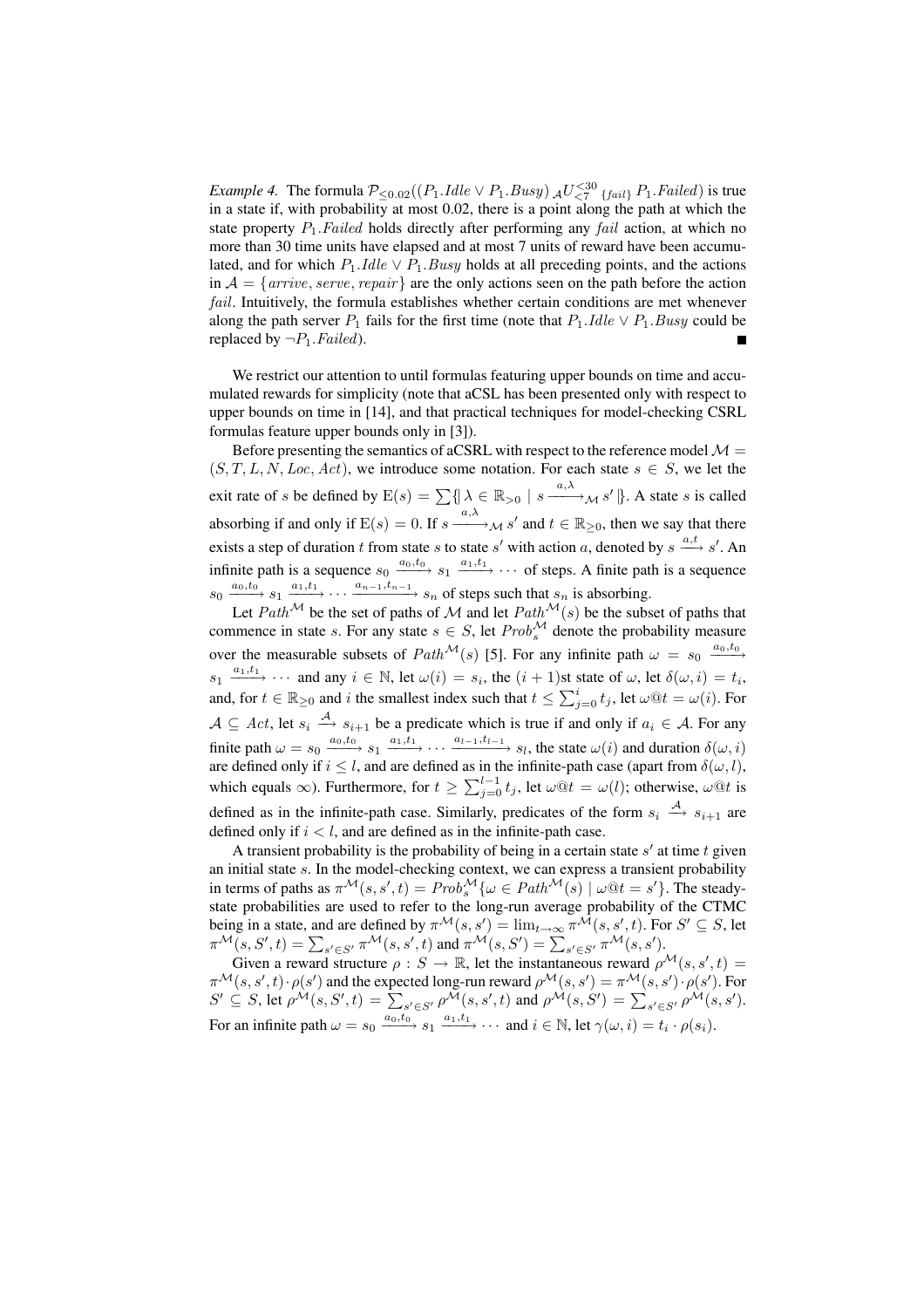*Example 4.* The formula $\mathcal{P}_{\leq 0.02}((P_1.\mathit{Idle} \vee P_1.\mathit{Busy})\, {}_{\mathcal{A}}U^{\leq 30}_{\leq 7}\, {}_{\{\mathit{fail}\}}\, P_1.\mathit{Failed})$ is true in a state if, with probability at most 0.02, there is a point along the path at which the state property $P_1.\mathit{Failed}$ holds directly after performing any $\mathit{fail}$ action, at which no more than 30 time units have elapsed and at most 7 units of reward have been accumulated, and for which $P_1.\mathit{Idle} \vee P_1.\mathit{Busy}$ holds at all preceding points, and the actions in $\mathcal{A} = \{\mathit{arrive}, \mathit{serve}, \mathit{repair}\}$ are the only actions seen on the path before the action $\mathit{fail}$. Intuitively, the formula establishes whether certain conditions are met whenever along the path server $P_1$ fails for the first time (note that $P_1.\mathit{Idle} \vee P_1.\mathit{Busy}$ could be replaced by $\neg P_1.\mathit{Failed}$). ∎

We restrict our attention to until formulas featuring upper bounds on time and accumulated rewards for simplicity (note that aCSL has been presented only with respect to upper bounds on time in [14], and that practical techniques for model-checking CSRL formulas feature upper bounds only in [3]).

Before presenting the semantics of aCSRL with respect to the reference model $\mathcal{M} = (S, T, L, N, Loc, Act)$, we introduce some notation. For each state $s \in S$, we let the exit rate of $s$ be defined by $\mathrm{E}(s) = \sum\{\!|\, \lambda \in \mathbb{R}_{>0} \mid s \xrightarrow{a,\lambda}_{\mathcal{M}} s' \,|\!\}$. A state $s$ is called absorbing if and only if $\mathrm{E}(s) = 0$. If $s \xrightarrow{a,\lambda}_{\mathcal{M}} s'$ and $t \in \mathbb{R}_{\geq 0}$, then we say that there exists a step of duration $t$ from state $s$ to state $s'$ with action $a$, denoted by $s \xrightarrow{a,t} s'$. An infinite path is a sequence $s_0 \xrightarrow{a_0,t_0} s_1 \xrightarrow{a_1,t_1} \cdots$ of steps. A finite path is a sequence $s_0 \xrightarrow{a_0,t_0} s_1 \xrightarrow{a_1,t_1} \cdots \xrightarrow{a_{n-1},t_{n-1}} s_n$ of steps such that $s_n$ is absorbing.

Let $Path^{\mathcal{M}}$ be the set of paths of $\mathcal{M}$ and let $Path^{\mathcal{M}}(s)$ be the subset of paths that commence in state $s$. For any state $s \in S$, let $Prob^{\mathcal{M}}_s$ denote the probability measure over the measurable subsets of $Path^{\mathcal{M}}(s)$ [5]. For any infinite path $\omega = s_0 \xrightarrow{a_0,t_0} s_1 \xrightarrow{a_1,t_1} \cdots$ and any $i \in \mathbb{N}$, let $\omega(i) = s_i$, the $(i+1)$st state of $\omega$, let $\delta(\omega, i) = t_i$, and, for $t \in \mathbb{R}_{\geq 0}$ and $i$ the smallest index such that $t \leq \sum_{j=0}^{i} t_j$, let $\omega @ t = \omega(i)$. For $\mathcal{A} \subseteq Act$, let $s_i \xrightarrow{\mathcal{A}} s_{i+1}$ be a predicate which is true if and only if $a_i \in \mathcal{A}$. For any finite path $\omega = s_0 \xrightarrow{a_0,t_0} s_1 \xrightarrow{a_1,t_1} \cdots \xrightarrow{a_{l-1},t_{l-1}} s_l$, the state $\omega(i)$ and duration $\delta(\omega, i)$ are defined only if $i \leq l$, and are defined as in the infinite-path case (apart from $\delta(\omega, l)$, which equals $\infty$). Furthermore, for $t \geq \sum_{j=0}^{l-1} t_j$, let $\omega @ t = \omega(l)$; otherwise, $\omega @ t$ is defined as in the infinite-path case. Similarly, predicates of the form $s_i \xrightarrow{\mathcal{A}} s_{i+1}$ are defined only if $i < l$, and are defined as in the infinite-path case.

A transient probability is the probability of being in a certain state $s'$ at time $t$ given an initial state $s$. In the model-checking context, we can express a transient probability in terms of paths as $\pi^{\mathcal{M}}(s, s', t) = Prob^{\mathcal{M}}_s\{\omega \in Path^{\mathcal{M}}(s) \mid \omega @ t = s'\}$. The steady-state probabilities are used to refer to the long-run average probability of the CTMC being in a state, and are defined by $\pi^{\mathcal{M}}(s, s') = \lim_{t \to \infty} \pi^{\mathcal{M}}(s, s', t)$. For $S' \subseteq S$, let $\pi^{\mathcal{M}}(s, S', t) = \sum_{s' \in S'} \pi^{\mathcal{M}}(s, s', t)$ and $\pi^{\mathcal{M}}(s, S') = \sum_{s' \in S'} \pi^{\mathcal{M}}(s, s')$.

Given a reward structure $\rho : S \to \mathbb{R}$, let the instantaneous reward $\rho^{\mathcal{M}}(s, s', t) = \pi^{\mathcal{M}}(s, s', t) \cdot \rho(s')$ and the expected long-run reward $\rho^{\mathcal{M}}(s, s') = \pi^{\mathcal{M}}(s, s') \cdot \rho(s')$. For $S' \subseteq S$, let $\rho^{\mathcal{M}}(s, S', t) = \sum_{s' \in S'} \rho^{\mathcal{M}}(s, s', t)$ and $\rho^{\mathcal{M}}(s, S') = \sum_{s' \in S'} \rho^{\mathcal{M}}(s, s')$. For an infinite path $\omega = s_0 \xrightarrow{a_0,t_0} s_1 \xrightarrow{a_1,t_1} \cdots$ and $i \in \mathbb{N}$, let $\gamma(\omega, i) = t_i \cdot \rho(s_i)$.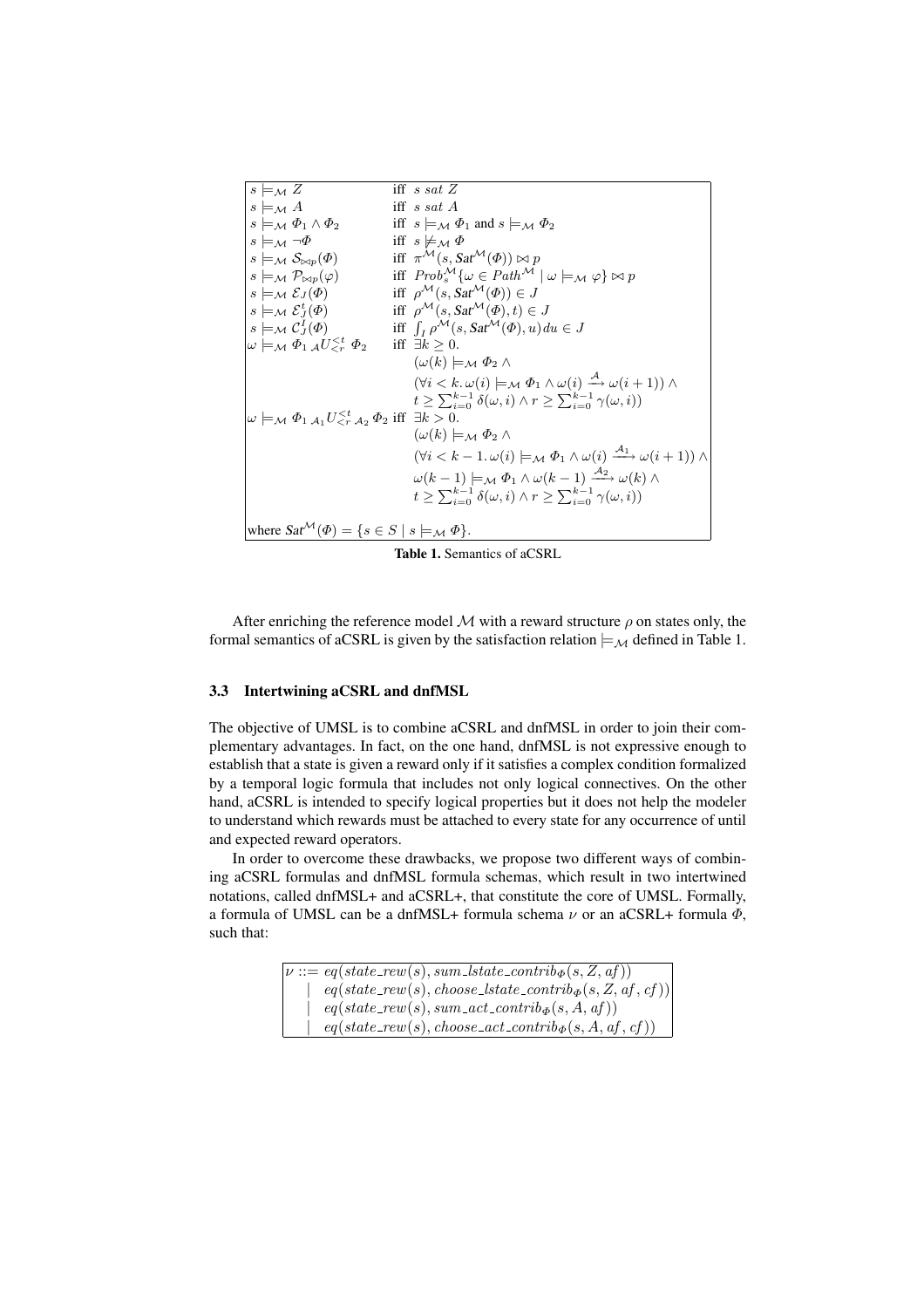$$
\begin{array}{ll}
s \models_{\mathcal{M}} Z & \text{iff } s \; sat \; Z \\
s \models_{\mathcal{M}} A & \text{iff } s \; sat \; A \\
s \models_{\mathcal{M}} \Phi_1 \wedge \Phi_2 & \text{iff } s \models_{\mathcal{M}} \Phi_1 \text{ and } s \models_{\mathcal{M}} \Phi_2 \\
s \models_{\mathcal{M}} \neg \Phi & \text{iff } s \not\models_{\mathcal{M}} \Phi \\
s \models_{\mathcal{M}} \mathcal{S}_{\bowtie p}(\Phi) & \text{iff } \pi^{\mathcal{M}}(s, Sat^{\mathcal{M}}(\Phi)) \bowtie p \\
s \models_{\mathcal{M}} \mathcal{P}_{\bowtie p}(\varphi) & \text{iff } Prob_s^{\mathcal{M}}\{\omega \in Path^{\mathcal{M}} \mid \omega \models_{\mathcal{M}} \varphi\} \bowtie p \\
s \models_{\mathcal{M}} \mathcal{E}_J(\Phi) & \text{iff } \rho^{\mathcal{M}}(s, Sat^{\mathcal{M}}(\Phi)) \in J \\
s \models_{\mathcal{M}} \mathcal{E}_J^t(\Phi) & \text{iff } \rho^{\mathcal{M}}(s, Sat^{\mathcal{M}}(\Phi), t) \in J \\
s \models_{\mathcal{M}} \mathcal{C}_J^I(\Phi) & \text{iff } \int_I \rho^{\mathcal{M}}(s, Sat^{\mathcal{M}}(\Phi), u) du \in J \\
\omega \models_{\mathcal{M}} \Phi_1 \; {}_{\mathcal{A}}U_{<r}^{<t} \; \Phi_2 & \text{iff } \exists k \geq 0. \\
& \quad (\omega(k) \models_{\mathcal{M}} \Phi_2 \wedge \\
& \quad (\forall i < k. \, \omega(i) \models_{\mathcal{M}} \Phi_1 \wedge \omega(i) \xrightarrow{\mathcal{A}} \omega(i+1)) \wedge \\
& \quad t \geq \sum_{i=0}^{k-1} \delta(\omega, i) \wedge r \geq \sum_{i=0}^{k-1} \gamma(\omega, i)) \\
\omega \models_{\mathcal{M}} \Phi_1 \; {}_{\mathcal{A}_1}U_{<r}^{<t} \; {}_{\mathcal{A}_2} \; \Phi_2 & \text{iff } \exists k > 0. \\
& \quad (\omega(k) \models_{\mathcal{M}} \Phi_2 \wedge \\
& \quad (\forall i < k-1. \, \omega(i) \models_{\mathcal{M}} \Phi_1 \wedge \omega(i) \xrightarrow{\mathcal{A}_1} \omega(i+1)) \wedge \\
& \quad \omega(k-1) \models_{\mathcal{M}} \Phi_1 \wedge \omega(k-1) \xrightarrow{\mathcal{A}_2} \omega(k) \wedge \\
& \quad t \geq \sum_{i=0}^{k-1} \delta(\omega, i) \wedge r \geq \sum_{i=0}^{k-1} \gamma(\omega, i))
\end{array}
$$

where $Sat^{\mathcal{M}}(\Phi) = \{s \in S \mid s \models_{\mathcal{M}} \Phi\}$.

**Table 1.** Semantics of aCSRL

After enriching the reference model $\mathcal{M}$ with a reward structure $\rho$ on states only, the formal semantics of aCSRL is given by the satisfaction relation $\models_{\mathcal{M}}$ defined in Table 1.

### 3.3 Intertwining aCSRL and dnfMSL

The objective of UMSL is to combine aCSRL and dnfMSL in order to join their complementary advantages. In fact, on the one hand, dnfMSL is not expressive enough to establish that a state is given a reward only if it satisfies a complex condition formalized by a temporal logic formula that includes not only logical connectives. On the other hand, aCSRL is intended to specify logical properties but it does not help the modeler to understand which rewards must be attached to every state for any occurrence of until and expected reward operators.

In order to overcome these drawbacks, we propose two different ways of combining aCSRL formulas and dnfMSL formula schemas, which result in two intertwined notations, called dnfMSL+ and aCSRL+, that constitute the core of UMSL. Formally, a formula of UMSL can be a dnfMSL+ formula schema $\nu$ or an aCSRL+ formula $\Phi$, such that:

$$
\begin{array}{rl}
\nu ::= & eq(state\_rew(s), sum\_lstate\_contrib_{\Phi}(s, Z, af)) \\
\mid & eq(state\_rew(s), choose\_lstate\_contrib_{\Phi}(s, Z, af, cf)) \\
\mid & eq(state\_rew(s), sum\_act\_contrib_{\Phi}(s, A, af)) \\
\mid & eq(state\_rew(s), choose\_act\_contrib_{\Phi}(s, A, af, cf))
\end{array}
$$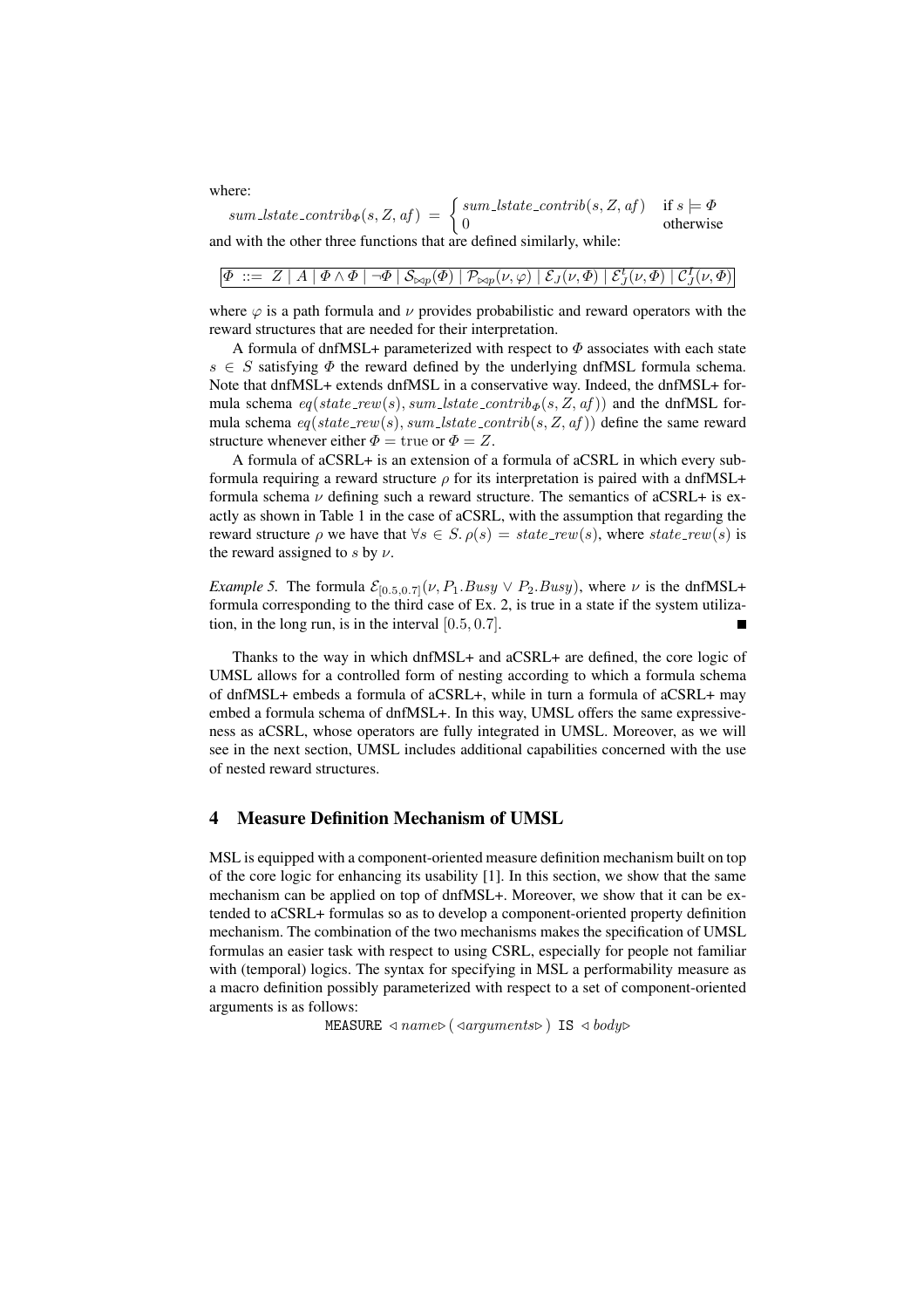where:

$$sum\_lstate\_contrib_{\Phi}(s, Z, af) \;=\; \begin{cases} sum\_lstate\_contrib(s, Z, af) & \text{if } s \models \Phi \\ 0 & \text{otherwise} \end{cases}$$

and with the other three functions that are defined similarly, while:

$$\Phi \;::=\; Z \mid A \mid \Phi \wedge \Phi \mid \neg \Phi \mid \mathcal{S}_{\bowtie p}(\Phi) \mid \mathcal{P}_{\bowtie p}(\nu, \varphi) \mid \mathcal{E}_J(\nu, \Phi) \mid \mathcal{E}_J^t(\nu, \Phi) \mid \mathcal{C}_J^I(\nu, \Phi)$$

where $\varphi$ is a path formula and $\nu$ provides probabilistic and reward operators with the reward structures that are needed for their interpretation.

A formula of dnfMSL+ parameterized with respect to $\Phi$ associates with each state $s \in S$ satisfying $\Phi$ the reward defined by the underlying dnfMSL formula schema. Note that dnfMSL+ extends dnfMSL in a conservative way. Indeed, the dnfMSL+ formula schema $eq(state\_rew(s), sum\_lstate\_contrib_{\Phi}(s, Z, af))$ and the dnfMSL formula schema $eq(state\_rew(s), sum\_lstate\_contrib(s, Z, af))$ define the same reward structure whenever either $\Phi = \mathrm{true}$ or $\Phi = Z$.

A formula of aCSRL+ is an extension of a formula of aCSRL in which every subformula requiring a reward structure $\rho$ for its interpretation is paired with a dnfMSL+ formula schema $\nu$ defining such a reward structure. The semantics of aCSRL+ is exactly as shown in Table 1 in the case of aCSRL, with the assumption that regarding the reward structure $\rho$ we have that $\forall s \in S. \, \rho(s) = state\_rew(s)$, where $state\_rew(s)$ is the reward assigned to $s$ by $\nu$.

*Example 5.* The formula $\mathcal{E}_{[0.5,0.7]}(\nu, P_1.Busy \vee P_2.Busy)$, where $\nu$ is the dnfMSL+ formula corresponding to the third case of Ex. 2, is true in a state if the system utilization, in the long run, is in the interval $[0.5, 0.7]$. ■

Thanks to the way in which dnfMSL+ and aCSRL+ are defined, the core logic of UMSL allows for a controlled form of nesting according to which a formula schema of dnfMSL+ embeds a formula of aCSRL+, while in turn a formula of aCSRL+ may embed a formula schema of dnfMSL+. In this way, UMSL offers the same expressiveness as aCSRL, whose operators are fully integrated in UMSL. Moreover, as we will see in the next section, UMSL includes additional capabilities concerned with the use of nested reward structures.

## 4 Measure Definition Mechanism of UMSL

MSL is equipped with a component-oriented measure definition mechanism built on top of the core logic for enhancing its usability [1]. In this section, we show that the same mechanism can be applied on top of dnfMSL+. Moreover, we show that it can be extended to aCSRL+ formulas so as to develop a component-oriented property definition mechanism. The combination of the two mechanisms makes the specification of UMSL formulas an easier task with respect to using CSRL, especially for people not familiar with (temporal) logics. The syntax for specifying in MSL a performability measure as a macro definition possibly parameterized with respect to a set of component-oriented arguments is as follows:

MEASURE ◁*name*▷ ( ◁*arguments*▷ ) IS ◁*body*▷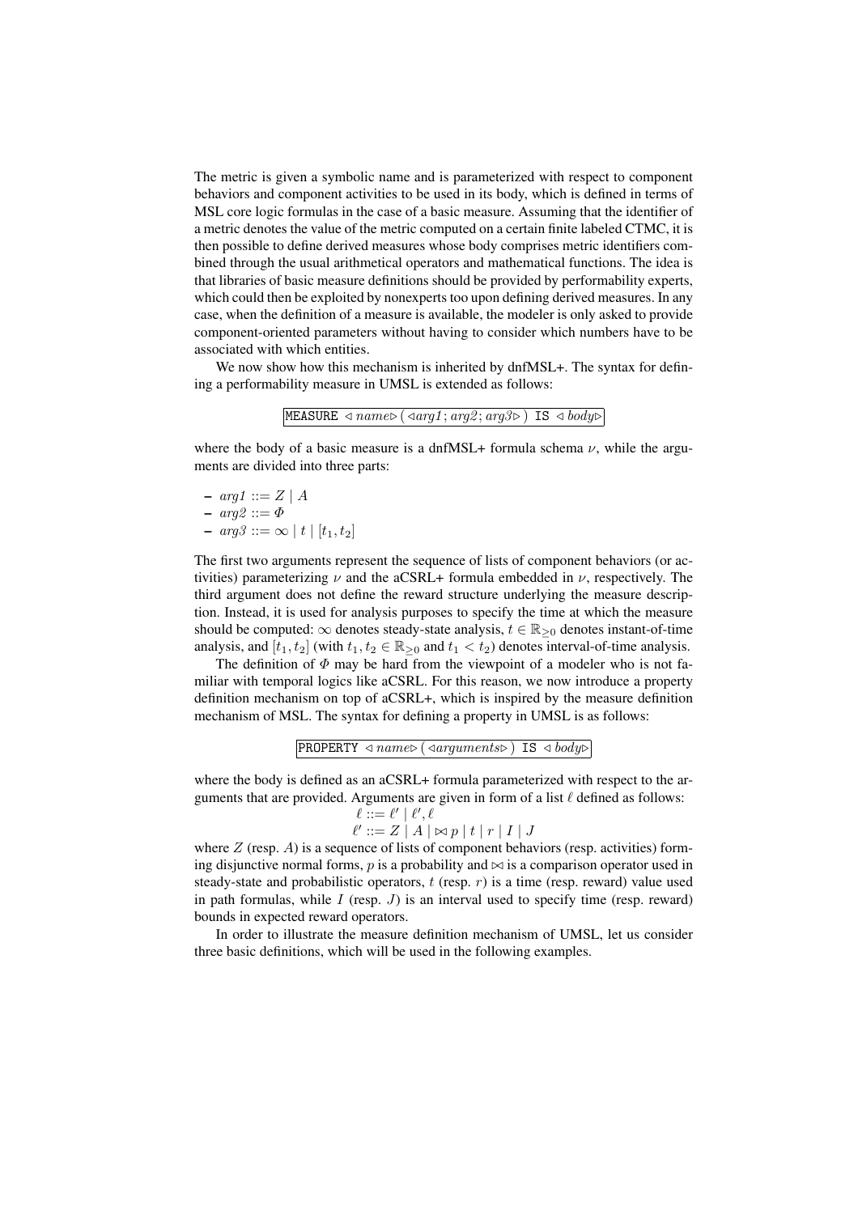The metric is given a symbolic name and is parameterized with respect to component behaviors and component activities to be used in its body, which is defined in terms of MSL core logic formulas in the case of a basic measure. Assuming that the identifier of a metric denotes the value of the metric computed on a certain finite labeled CTMC, it is then possible to define derived measures whose body comprises metric identifiers combined through the usual arithmetical operators and mathematical functions. The idea is that libraries of basic measure definitions should be provided by performability experts, which could then be exploited by nonexperts too upon defining derived measures. In any case, when the definition of a measure is available, the modeler is only asked to provide component-oriented parameters without having to consider which numbers have to be associated with which entities.

We now show how this mechanism is inherited by dnfMSL+. The syntax for defining a performability measure in UMSL is extended as follows:

$$\boxed{\texttt{MEASURE} \ \triangleleft \mathit{name} \triangleright (\triangleleft \mathit{arg1}; \mathit{arg2}; \mathit{arg3} \triangleright) \ \texttt{IS} \ \triangleleft \mathit{body} \triangleright}$$

where the body of a basic measure is a dnfMSL+ formula schema $\nu$, while the arguments are divided into three parts:

- $\mathit{arg1} ::= Z \mid A$
- $\mathit{arg2} ::= \Phi$
- $\mathit{arg3} ::= \infty \mid t \mid [t_1, t_2]$

The first two arguments represent the sequence of lists of component behaviors (or activities) parameterizing $\nu$ and the aCSRL+ formula embedded in $\nu$, respectively. The third argument does not define the reward structure underlying the measure description. Instead, it is used for analysis purposes to specify the time at which the measure should be computed: $\infty$ denotes steady-state analysis, $t \in \mathbb{R}_{\geq 0}$ denotes instant-of-time analysis, and $[t_1, t_2]$ (with $t_1, t_2 \in \mathbb{R}_{\geq 0}$ and $t_1 < t_2$) denotes interval-of-time analysis.

The definition of $\Phi$ may be hard from the viewpoint of a modeler who is not familiar with temporal logics like aCSRL. For this reason, we now introduce a property definition mechanism on top of aCSRL+, which is inspired by the measure definition mechanism of MSL. The syntax for defining a property in UMSL is as follows:

$$\boxed{\texttt{PROPERTY} \ \triangleleft \mathit{name} \triangleright (\triangleleft \mathit{arguments} \triangleright) \ \texttt{IS} \ \triangleleft \mathit{body} \triangleright}$$

where the body is defined as an aCSRL+ formula parameterized with respect to the arguments that are provided. Arguments are given in form of a list $\ell$ defined as follows:

$$\ell ::= \ell' \mid \ell', \ell$$
$$\ell' ::= Z \mid A \mid \bowtie p \mid t \mid r \mid I \mid J$$

where $Z$ (resp. $A$) is a sequence of lists of component behaviors (resp. activities) forming disjunctive normal forms, $p$ is a probability and $\bowtie$ is a comparison operator used in steady-state and probabilistic operators, $t$ (resp. $r$) is a time (resp. reward) value used in path formulas, while $I$ (resp. $J$) is an interval used to specify time (resp. reward) bounds in expected reward operators.

In order to illustrate the measure definition mechanism of UMSL, let us consider three basic definitions, which will be used in the following examples.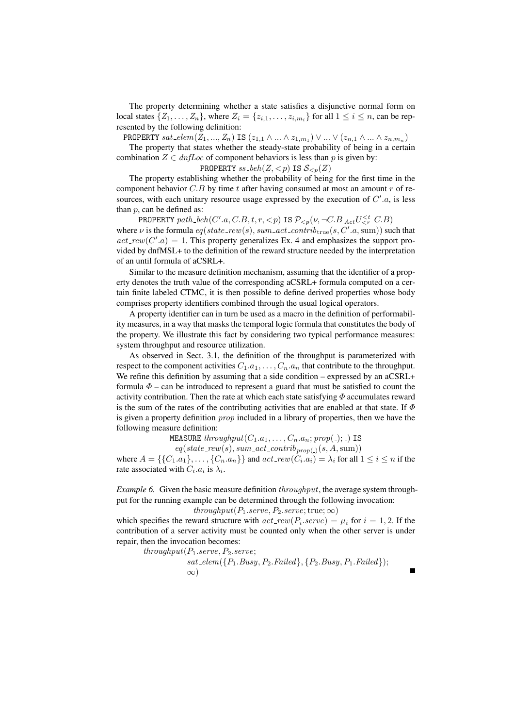The property determining whether a state satisfies a disjunctive normal form on local states $\{Z_1, \ldots, Z_n\}$, where $Z_i = \{z_{i,1}, \ldots, z_{i,m_i}\}$ for all $1 \leq i \leq n$, can be represented by the following definition:

$$\texttt{PROPERTY } sat\_elem(Z_1, ..., Z_n) \texttt{ IS } (z_{1,1} \wedge ... \wedge z_{1,m_1}) \vee ... \vee (z_{n,1} \wedge ... \wedge z_{n,m_n})$$

The property that states whether the steady-state probability of being in a certain combination $Z \in dnfLoc$ of component behaviors is less than $p$ is given by:

$$\texttt{PROPERTY } ss\_beh(Z, <p) \texttt{ IS } \mathcal{S}_{<p}(Z)$$

The property establishing whether the probability of being for the first time in the component behavior $C.B$ by time $t$ after having consumed at most an amount $r$ of resources, with each unitary resource usage expressed by the execution of $C'.a$, is less than $p$, can be defined as:

$$\texttt{PROPERTY } path\_beh(C'.a, C.B, t, r, <p) \texttt{ IS } \mathcal{P}_{<p}(\nu, \neg C.B \ {}_{Act}U^{<t}_{<r} \ C.B)$$

where $\nu$ is the formula $eq(state\_rew(s), sum\_act\_contrib_{\text{true}}(s, C'.a, \text{sum}))$ such that $act\_rew(C'.a) = 1$. This property generalizes Ex. 4 and emphasizes the support provided by dnfMSL+ to the definition of the reward structure needed by the interpretation of an until formula of aCSRL+.

Similar to the measure definition mechanism, assuming that the identifier of a property denotes the truth value of the corresponding aCSRL+ formula computed on a certain finite labeled CTMC, it is then possible to define derived properties whose body comprises property identifiers combined through the usual logical operators.

A property identifier can in turn be used as a macro in the definition of performability measures, in a way that masks the temporal logic formula that constitutes the body of the property. We illustrate this fact by considering two typical performance measures: system throughput and resource utilization.

As observed in Sect. 3.1, the definition of the throughput is parameterized with respect to the component activities $C_1.a_1, \ldots, C_n.a_n$ that contribute to the throughput. We refine this definition by assuming that a side condition – expressed by an aCSRL+ formula $\Phi$ – can be introduced to represent a guard that must be satisfied to count the activity contribution. Then the rate at which each state satisfying $\Phi$ accumulates reward is the sum of the rates of the contributing activities that are enabled at that state. If $\Phi$ is given a property definition *prop* included in a library of properties, then we have the following measure definition:

$$\texttt{MEASURE } throughput(C_1.a_1, \ldots, C_n.a_n; prop(\_); \_) \texttt{ IS}$$
$$eq(state\_rew(s), sum\_act\_contrib_{prop(\_)}(s, A, \text{sum}))$$

where $A = \{\{C_1.a_1\}, \ldots, \{C_n.a_n\}\}$ and $act\_rew(C_i.a_i) = \lambda_i$ for all $1 \leq i \leq n$ if the rate associated with $C_i.a_i$ is $\lambda_i$.

*Example 6.* Given the basic measure definition *throughput*, the average system throughput for the running example can be determined through the following invocation:

$$throughput(P_1.serve, P_2.serve; \text{true}; \infty)$$

which specifies the reward structure with $act\_rew(P_i.serve) = \mu_i$ for $i = 1, 2$. If the contribution of a server activity must be counted only when the other server is under repair, then the invocation becomes:

$$\begin{array}{l} throughput(P_1.serve, P_2.serve; \\ \quad sat\_elem(\{P_1.Busy, P_2.Failed\}, \{P_2.Busy, P_1.Failed\}); \\ \quad \infty) \end{array}$$

■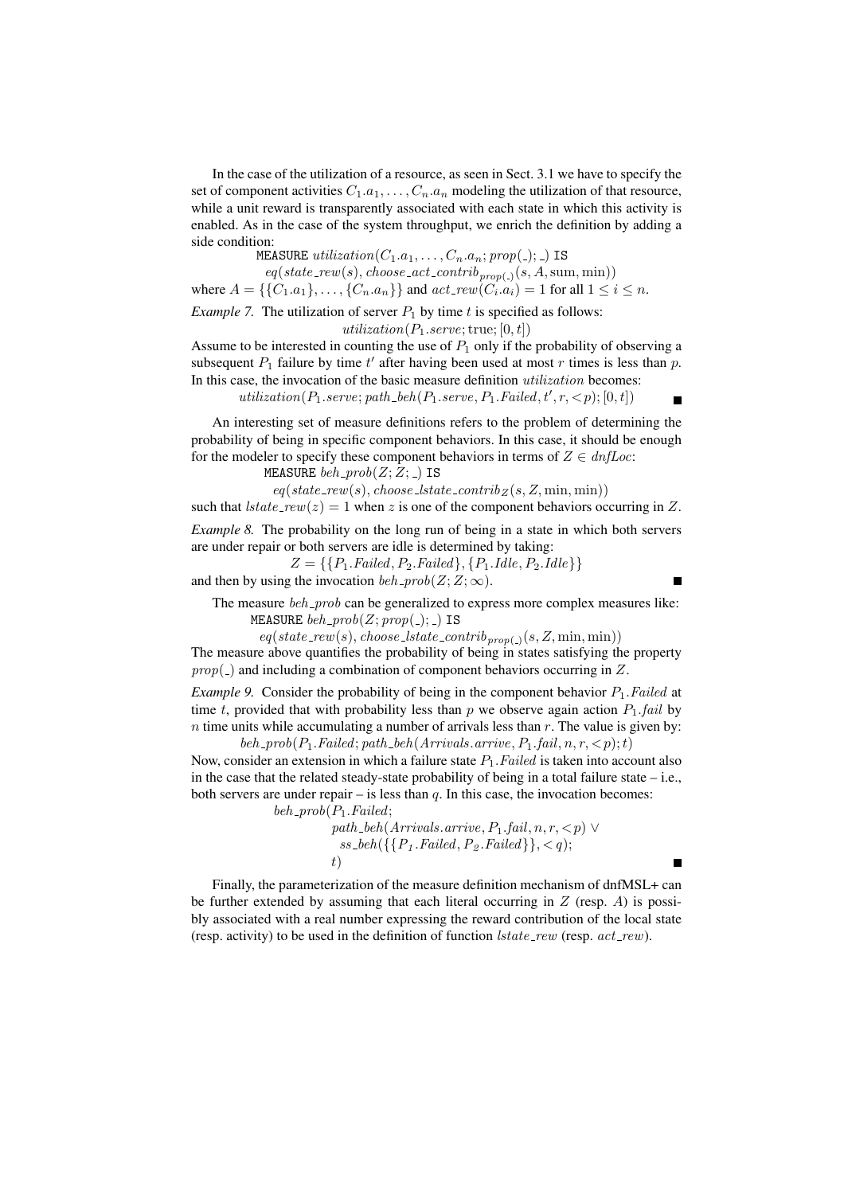In the case of the utilization of a resource, as seen in Sect. 3.1 we have to specify the set of component activities $C_1.a_1, \ldots, C_n.a_n$ modeling the utilization of that resource, while a unit reward is transparently associated with each state in which this activity is enabled. As in the case of the system throughput, we enrich the definition by adding a side condition:

$$\texttt{MEASURE}\ \mathit{utilization}(C_1.a_1, \ldots, C_n.a_n; \mathit{prop}(\_); \_)\ \texttt{IS}$$
$$\mathit{eq}(\mathit{state\_rew}(s), \mathit{choose\_act\_contrib}_{\mathit{prop}(\_)}(s, A, \mathrm{sum}, \min))$$

where $A = \{\{C_1.a_1\}, \ldots, \{C_n.a_n\}\}$ and $\mathit{act\_rew}(C_i.a_i) = 1$ for all $1 \leq i \leq n$.

*Example 7.* The utilization of server $P_1$ by time $t$ is specified as follows:

$$\mathit{utilization}(P_1.\mathit{serve}; \mathrm{true}; [0, t])$$

Assume to be interested in counting the use of $P_1$ only if the probability of observing a subsequent $P_1$ failure by time $t'$ after having been used at most $r$ times is less than $p$. In this case, the invocation of the basic measure definition *utilization* becomes:

$$\mathit{utilization}(P_1.\mathit{serve}; \mathit{path\_beh}(P_1.\mathit{serve}, P_1.\mathit{Failed}, t', r, <p); [0, t])$$

■

An interesting set of measure definitions refers to the problem of determining the probability of being in specific component behaviors. In this case, it should be enough for the modeler to specify these component behaviors in terms of $Z \in \mathit{dnfLoc}$:

$$\texttt{MEASURE}\ \mathit{beh\_prob}(Z; Z; \_)\ \texttt{IS}$$
$$\mathit{eq}(\mathit{state\_rew}(s), \mathit{choose\_lstate\_contrib}_Z(s, Z, \min, \min))$$

such that $\mathit{lstate\_rew}(z) = 1$ when $z$ is one of the component behaviors occurring in $Z$.

*Example 8.* The probability on the long run of being in a state in which both servers are under repair or both servers are idle is determined by taking:

$$Z = \{\{P_1.\mathit{Failed}, P_2.\mathit{Failed}\}, \{P_1.\mathit{Idle}, P_2.\mathit{Idle}\}\}$$

and then by using the invocation $\mathit{beh\_prob}(Z; Z; \infty)$. ■

The measure *beh_prob* can be generalized to express more complex measures like:

$$\texttt{MEASURE}\ \mathit{beh\_prob}(Z; \mathit{prop}(\_); \_)\ \texttt{IS}$$
$$\mathit{eq}(\mathit{state\_rew}(s), \mathit{choose\_lstate\_contrib}_{\mathit{prop}(\_)}(s, Z, \min, \min))$$

The measure above quantifies the probability of being in states satisfying the property $\mathit{prop}(\_)$ and including a combination of component behaviors occurring in $Z$.

*Example 9.* Consider the probability of being in the component behavior $P_1.\mathit{Failed}$ at time $t$, provided that with probability less than $p$ we observe again action $P_1.\mathit{fail}$ by $n$ time units while accumulating a number of arrivals less than $r$. The value is given by:

$$\mathit{beh\_prob}(P_1.\mathit{Failed}; \mathit{path\_beh}(\mathit{Arrivals.arrive}, P_1.\mathit{fail}, n, r, <p); t)$$

Now, consider an extension in which a failure state $P_1.\mathit{Failed}$ is taken into account also in the case that the related steady-state probability of being in a total failure state – i.e., both servers are under repair – is less than $q$. In this case, the invocation becomes:

$$\begin{aligned}
&\mathit{beh\_prob}(P_1.\mathit{Failed};\\
&\qquad \mathit{path\_beh}(\mathit{Arrivals.arrive}, P_1.\mathit{fail}, n, r, <p) \vee\\
&\qquad \mathit{ss\_beh}(\{\{P_1.\mathit{Failed}, P_2.\mathit{Failed}\}\}, <q);\\
&\qquad t)
\end{aligned}$$

■

Finally, the parameterization of the measure definition mechanism of dnfMSL+ can be further extended by assuming that each literal occurring in $Z$ (resp. $A$) is possibly associated with a real number expressing the reward contribution of the local state (resp. activity) to be used in the definition of function *lstate_rew* (resp. *act_rew*).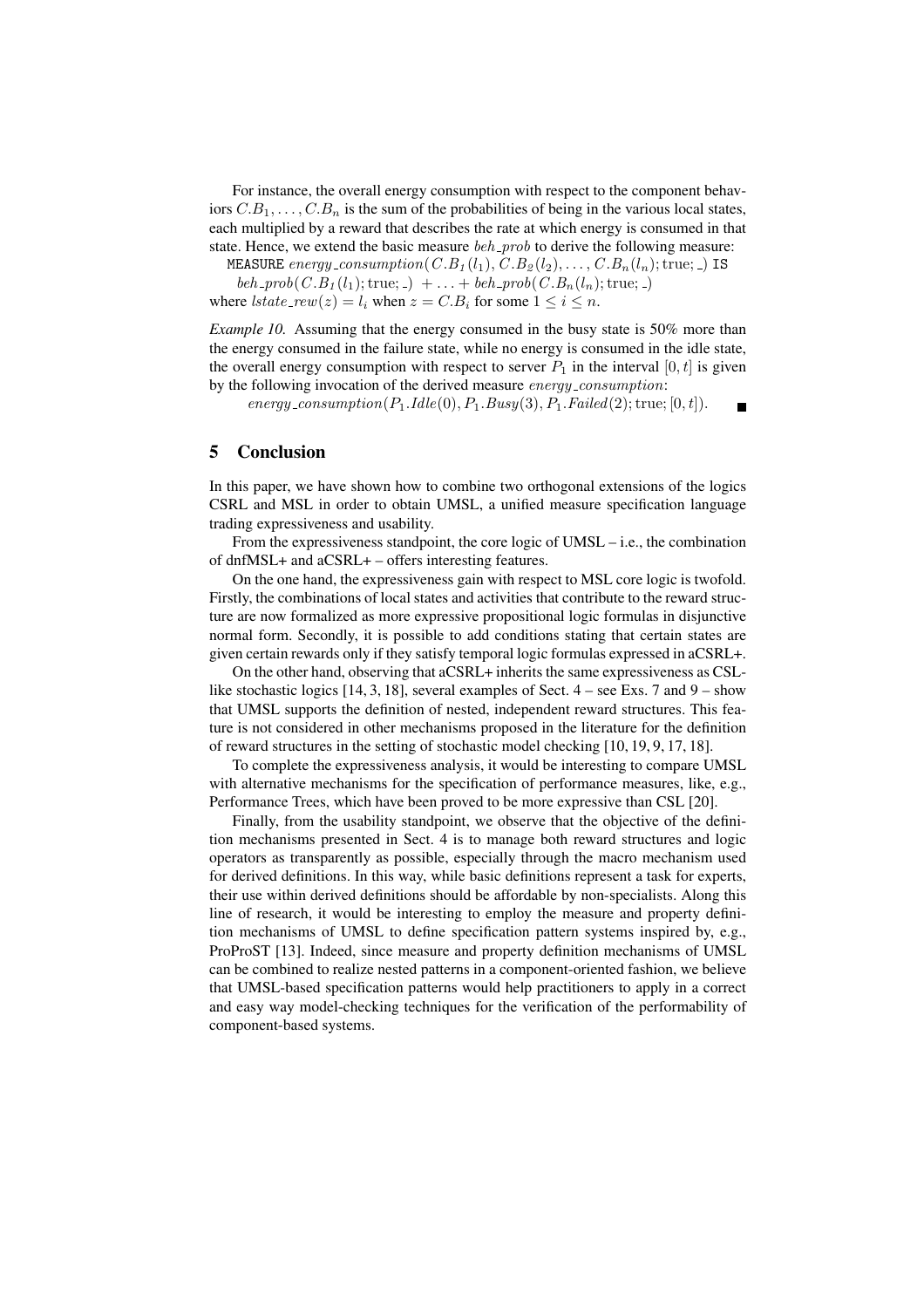For instance, the overall energy consumption with respect to the component behaviors $C.B_1, \ldots, C.B_n$ is the sum of the probabilities of being in the various local states, each multiplied by a reward that describes the rate at which energy is consumed in that state. Hence, we extend the basic measure $beh\_prob$ to derive the following measure:

MEASURE $energy\_consumption(C.B_1(l_1), C.B_2(l_2), \ldots, C.B_n(l_n); \text{true}; \_)$ IS
$beh\_prob(C.B_1(l_1); \text{true}; \_) + \ldots + beh\_prob(C.B_n(l_n); \text{true}; \_)$
where $lstate\_rew(z) = l_i$ when $z = C.B_i$ for some $1 \leq i \leq n$.

*Example 10.* Assuming that the energy consumed in the busy state is 50% more than the energy consumed in the failure state, while no energy is consumed in the idle state, the overall energy consumption with respect to server $P_1$ in the interval $[0, t]$ is given by the following invocation of the derived measure $energy\_consumption$:

$energy\_consumption(P_1.Idle(0), P_1.Busy(3), P_1.Failed(2); \text{true}; [0, t])$. ■

## 5 Conclusion

In this paper, we have shown how to combine two orthogonal extensions of the logics CSRL and MSL in order to obtain UMSL, a unified measure specification language trading expressiveness and usability.

From the expressiveness standpoint, the core logic of UMSL – i.e., the combination of dnfMSL+ and aCSRL+ – offers interesting features.

On the one hand, the expressiveness gain with respect to MSL core logic is twofold. Firstly, the combinations of local states and activities that contribute to the reward structure are now formalized as more expressive propositional logic formulas in disjunctive normal form. Secondly, it is possible to add conditions stating that certain states are given certain rewards only if they satisfy temporal logic formulas expressed in aCSRL+.

On the other hand, observing that aCSRL+ inherits the same expressiveness as CSL-like stochastic logics [14, 3, 18], several examples of Sect. 4 – see Exs. 7 and 9 – show that UMSL supports the definition of nested, independent reward structures. This feature is not considered in other mechanisms proposed in the literature for the definition of reward structures in the setting of stochastic model checking [10, 19, 9, 17, 18].

To complete the expressiveness analysis, it would be interesting to compare UMSL with alternative mechanisms for the specification of performance measures, like, e.g., Performance Trees, which have been proved to be more expressive than CSL [20].

Finally, from the usability standpoint, we observe that the objective of the definition mechanisms presented in Sect. 4 is to manage both reward structures and logic operators as transparently as possible, especially through the macro mechanism used for derived definitions. In this way, while basic definitions represent a task for experts, their use within derived definitions should be affordable by non-specialists. Along this line of research, it would be interesting to employ the measure and property definition mechanisms of UMSL to define specification pattern systems inspired by, e.g., ProProST [13]. Indeed, since measure and property definition mechanisms of UMSL can be combined to realize nested patterns in a component-oriented fashion, we believe that UMSL-based specification patterns would help practitioners to apply in a correct and easy way model-checking techniques for the verification of the performability of component-based systems.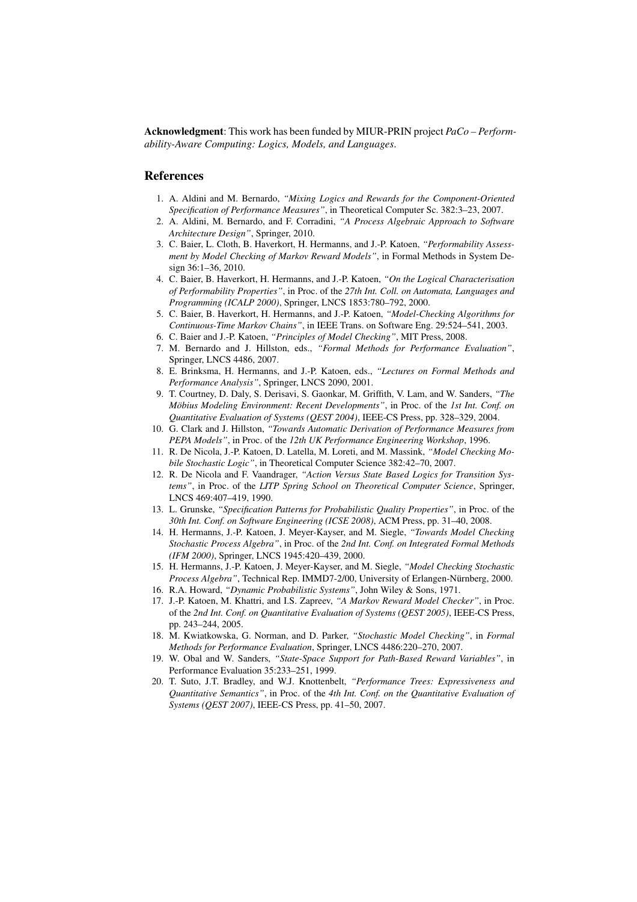**Acknowledgment**: This work has been funded by MIUR-PRIN project *PaCo – Performability-Aware Computing: Logics, Models, and Languages*.

## References

1. A. Aldini and M. Bernardo, *"Mixing Logics and Rewards for the Component-Oriented Specification of Performance Measures"*, in Theoretical Computer Sc. 382:3–23, 2007.
2. A. Aldini, M. Bernardo, and F. Corradini, *"A Process Algebraic Approach to Software Architecture Design"*, Springer, 2010.
3. C. Baier, L. Cloth, B. Haverkort, H. Hermanns, and J.-P. Katoen, *"Performability Assessment by Model Checking of Markov Reward Models"*, in Formal Methods in System Design 36:1–36, 2010.
4. C. Baier, B. Haverkort, H. Hermanns, and J.-P. Katoen, *"On the Logical Characterisation of Performability Properties"*, in Proc. of the *27th Int. Coll. on Automata, Languages and Programming (ICALP 2000)*, Springer, LNCS 1853:780–792, 2000.
5. C. Baier, B. Haverkort, H. Hermanns, and J.-P. Katoen, *"Model-Checking Algorithms for Continuous-Time Markov Chains"*, in IEEE Trans. on Software Eng. 29:524–541, 2003.
6. C. Baier and J.-P. Katoen, *"Principles of Model Checking"*, MIT Press, 2008.
7. M. Bernardo and J. Hillston, eds., *"Formal Methods for Performance Evaluation"*, Springer, LNCS 4486, 2007.
8. E. Brinksma, H. Hermanns, and J.-P. Katoen, eds., *"Lectures on Formal Methods and Performance Analysis"*, Springer, LNCS 2090, 2001.
9. T. Courtney, D. Daly, S. Derisavi, S. Gaonkar, M. Griffith, V. Lam, and W. Sanders, *"The Möbius Modeling Environment: Recent Developments"*, in Proc. of the *1st Int. Conf. on Quantitative Evaluation of Systems (QEST 2004)*, IEEE-CS Press, pp. 328–329, 2004.
10. G. Clark and J. Hillston, *"Towards Automatic Derivation of Performance Measures from PEPA Models"*, in Proc. of the *12th UK Performance Engineering Workshop*, 1996.
11. R. De Nicola, J.-P. Katoen, D. Latella, M. Loreti, and M. Massink, *"Model Checking Mobile Stochastic Logic"*, in Theoretical Computer Science 382:42–70, 2007.
12. R. De Nicola and F. Vaandrager, *"Action Versus State Based Logics for Transition Systems"*, in Proc. of the *LITP Spring School on Theoretical Computer Science*, Springer, LNCS 469:407–419, 1990.
13. L. Grunske, *"Specification Patterns for Probabilistic Quality Properties"*, in Proc. of the *30th Int. Conf. on Software Engineering (ICSE 2008)*, ACM Press, pp. 31–40, 2008.
14. H. Hermanns, J.-P. Katoen, J. Meyer-Kayser, and M. Siegle, *"Towards Model Checking Stochastic Process Algebra"*, in Proc. of the *2nd Int. Conf. on Integrated Formal Methods (IFM 2000)*, Springer, LNCS 1945:420–439, 2000.
15. H. Hermanns, J.-P. Katoen, J. Meyer-Kayser, and M. Siegle, *"Model Checking Stochastic Process Algebra"*, Technical Rep. IMMD7-2/00, University of Erlangen-Nürnberg, 2000.
16. R.A. Howard, *"Dynamic Probabilistic Systems"*, John Wiley & Sons, 1971.
17. J.-P. Katoen, M. Khattri, and I.S. Zapreev, *"A Markov Reward Model Checker"*, in Proc. of the *2nd Int. Conf. on Quantitative Evaluation of Systems (QEST 2005)*, IEEE-CS Press, pp. 243–244, 2005.
18. M. Kwiatkowska, G. Norman, and D. Parker, *"Stochastic Model Checking"*, in *Formal Methods for Performance Evaluation*, Springer, LNCS 4486:220–270, 2007.
19. W. Obal and W. Sanders, *"State-Space Support for Path-Based Reward Variables"*, in Performance Evaluation 35:233–251, 1999.
20. T. Suto, J.T. Bradley, and W.J. Knottenbelt, *"Performance Trees: Expressiveness and Quantitative Semantics"*, in Proc. of the *4th Int. Conf. on the Quantitative Evaluation of Systems (QEST 2007)*, IEEE-CS Press, pp. 41–50, 2007.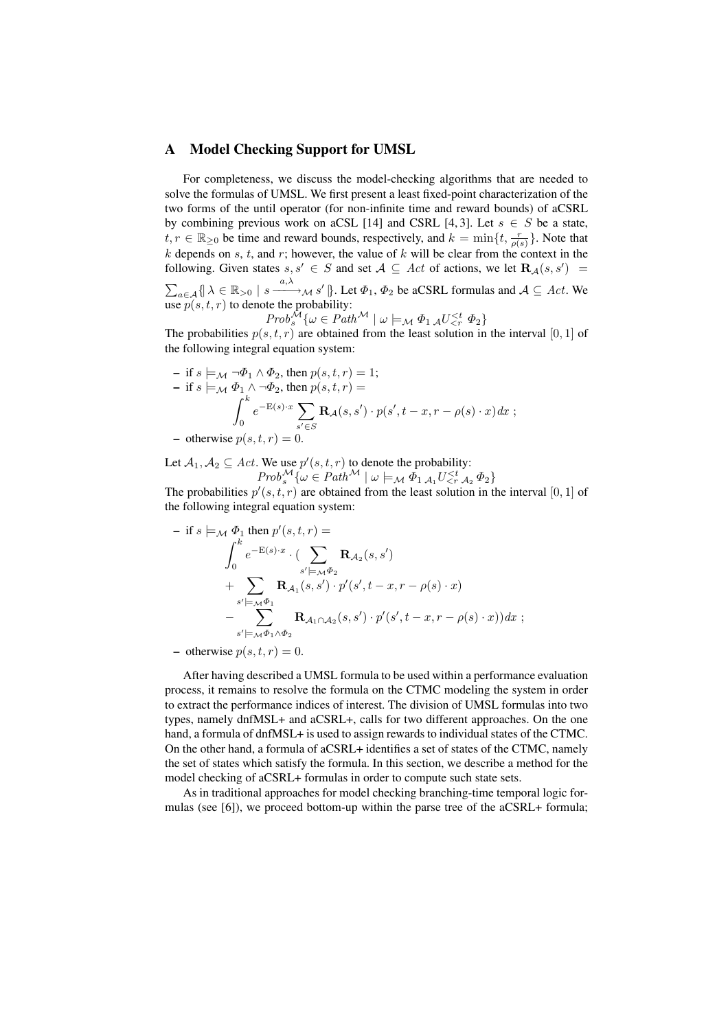## A Model Checking Support for UMSL

For completeness, we discuss the model-checking algorithms that are needed to solve the formulas of UMSL. We first present a least fixed-point characterization of the two forms of the until operator (for non-infinite time and reward bounds) of aCSRL by combining previous work on aCSL [14] and CSRL [4, 3]. Let $s \in S$ be a state, $t, r \in \mathbb{R}_{\geq 0}$ be time and reward bounds, respectively, and $k = \min\{t, \frac{r}{\rho(s)}\}$. Note that $k$ depends on $s$, $t$, and $r$; however, the value of $k$ will be clear from the context in the following. Given states $s, s' \in S$ and set $\mathcal{A} \subseteq Act$ of actions, we let $\mathbf{R}_{\mathcal{A}}(s, s') = \sum_{a \in \mathcal{A}} \{\!|\, \lambda \in \mathbb{R}_{>0} \mid s \xrightarrow{a,\lambda}_{\mathcal{M}} s' \,|\!\}$. Let $\Phi_1, \Phi_2$ be aCSRL formulas and $\mathcal{A} \subseteq Act$. We use $p(s, t, r)$ to denote the probability:

$$Prob_s^{\mathcal{M}}\{\omega \in Path^{\mathcal{M}} \mid \omega \models_{\mathcal{M}} \Phi_1 \,{}_{\mathcal{A}}U_{<r}^{<t}\, \Phi_2\}$$

The probabilities $p(s, t, r)$ are obtained from the least solution in the interval $[0, 1]$ of the following integral equation system:

- if $s \models_{\mathcal{M}} \neg\Phi_1 \wedge \Phi_2$, then $p(s, t, r) = 1$;
- if $s \models_{\mathcal{M}} \Phi_1 \wedge \neg\Phi_2$, then $p(s, t, r) =$
$$\int_0^k e^{-\mathrm{E}(s)\cdot x} \sum_{s' \in S} \mathbf{R}_{\mathcal{A}}(s, s') \cdot p(s', t - x, r - \rho(s) \cdot x)\, dx \ ;$$
- otherwise $p(s, t, r) = 0$.

Let $\mathcal{A}_1, \mathcal{A}_2 \subseteq Act$. We use $p'(s, t, r)$ to denote the probability:

$$Prob_s^{\mathcal{M}}\{\omega \in Path^{\mathcal{M}} \mid \omega \models_{\mathcal{M}} \Phi_1 \,{}_{\mathcal{A}_1}U_{<r}^{<t}\,{}_{\mathcal{A}_2}\, \Phi_2\}$$

The probabilities $p'(s, t, r)$ are obtained from the least solution in the interval $[0, 1]$ of the following integral equation system:

- if $s \models_{\mathcal{M}} \Phi_1$ then $p'(s, t, r) =$
$$\int_0^k e^{-\mathrm{E}(s)\cdot x} \cdot \Big( \sum_{s' \models_{\mathcal{M}} \Phi_2} \mathbf{R}_{\mathcal{A}_2}(s, s') + \sum_{s' \models_{\mathcal{M}} \Phi_1} \mathbf{R}_{\mathcal{A}_1}(s, s') \cdot p'(s', t - x, r - \rho(s) \cdot x) - \sum_{s' \models_{\mathcal{M}} \Phi_1 \wedge \Phi_2} \mathbf{R}_{\mathcal{A}_1 \cap \mathcal{A}_2}(s, s') \cdot p'(s', t - x, r - \rho(s) \cdot x) \Big) dx \ ;$$
- otherwise $p(s, t, r) = 0$.

After having described a UMSL formula to be used within a performance evaluation process, it remains to resolve the formula on the CTMC modeling the system in order to extract the performance indices of interest. The division of UMSL formulas into two types, namely dnfMSL+ and aCSRL+, calls for two different approaches. On the one hand, a formula of dnfMSL+ is used to assign rewards to individual states of the CTMC. On the other hand, a formula of aCSRL+ identifies a set of states of the CTMC, namely the set of states which satisfy the formula. In this section, we describe a method for the model checking of aCSRL+ formulas in order to compute such state sets.

As in traditional approaches for model checking branching-time temporal logic formulas (see [6]), we proceed bottom-up within the parse tree of the aCSRL+ formula;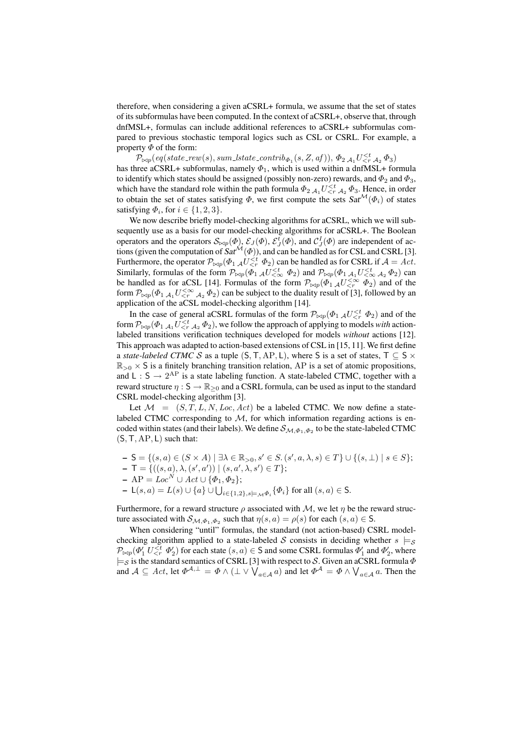therefore, when considering a given aCSRL+ formula, we assume that the set of states of its subformulas have been computed. In the context of aCSRL+, observe that, through dnfMSL+, formulas can include additional references to aCSRL+ subformulas compared to previous stochastic temporal logics such as CSL or CSRL. For example, a property $\Phi$ of the form:

$\mathcal{P}_{\bowtie p}(eq(state\_rew(s), sum\_lstate\_contrib_{\Phi_1}(s, Z, af)),\ \Phi_2\ {}_{\mathcal{A}_1}U^{\leq t}_{<r}\ {}_{\mathcal{A}_2}\ \Phi_3)$
has three aCSRL+ subformulas, namely $\Phi_1$, which is used within a dnfMSL+ formula to identify which states should be assigned (possibly non-zero) rewards, and $\Phi_2$ and $\Phi_3$, which have the standard role within the path formula $\Phi_2\ {}_{\mathcal{A}_1}U^{\leq t}_{<r}\ {}_{\mathcal{A}_2}\ \Phi_3$. Hence, in order to obtain the set of states satisfying $\Phi$, we first compute the sets $Sat^{\mathcal{M}}(\Phi_i)$ of states satisfying $\Phi_i$, for $i \in \{1, 2, 3\}$.

We now describe briefly model-checking algorithms for aCSRL, which we will subsequently use as a basis for our model-checking algorithms for aCSRL+. The Boolean operators and the operators $\mathcal{S}_{\bowtie p}(\Phi)$, $\mathcal{E}_J(\Phi)$, $\mathcal{E}^t_J(\Phi)$, and $\mathcal{C}^I_J(\Phi)$ are independent of actions (given the computation of $Sat^{\mathcal{M}}(\Phi)$), and can be handled as for CSL and CSRL [3]. Furthermore, the operator $\mathcal{P}_{\bowtie p}(\Phi_1\ {}_{\mathcal{A}}U^{\leq t}_{<r}\ \Phi_2)$ can be handled as for CSRL if $\mathcal{A} = Act$. Similarly, formulas of the form $\mathcal{P}_{\bowtie p}(\Phi_1\ {}_{\mathcal{A}}U^{\leq t}_{<\infty}\ \Phi_2)$ and $\mathcal{P}_{\bowtie p}(\Phi_1\ {}_{\mathcal{A}_1}U^{\leq t}_{<\infty}\ {}_{\mathcal{A}_2}\ \Phi_2)$ can be handled as for aCSL [14]. Formulas of the form $\mathcal{P}_{\bowtie p}(\Phi_1\ {}_{\mathcal{A}}U^{\leq \infty}_{<r}\ \Phi_2)$ and of the form $\mathcal{P}_{\bowtie p}(\Phi_1\ {}_{\mathcal{A}_1}U^{\leq \infty}_{<r}\ {}_{\mathcal{A}_2}\ \Phi_2)$ can be subject to the duality result of [3], followed by an application of the aCSL model-checking algorithm [14].

In the case of general aCSRL formulas of the form $\mathcal{P}_{\bowtie p}(\Phi_1\ {}_{\mathcal{A}}U^{\leq t}_{<r}\ \Phi_2)$ and of the form $\mathcal{P}_{\bowtie p}(\Phi_1\ {}_{\mathcal{A}_1}U^{\leq t}_{<r}\ {}_{\mathcal{A}_2}\ \Phi_2)$, we follow the approach of applying to models *with* action-labeled transitions verification techniques developed for models *without* actions [12]. This approach was adapted to action-based extensions of CSL in [15, 11]. We first define a *state-labeled CTMC* $\mathcal{S}$ as a tuple $(\mathsf{S}, \mathsf{T}, \mathrm{AP}, \mathsf{L})$, where $\mathsf{S}$ is a set of states, $\mathsf{T} \subseteq \mathsf{S} \times \mathbb{R}_{>0} \times \mathsf{S}$ is a finitely branching transition relation, $\mathrm{AP}$ is a set of atomic propositions, and $\mathsf{L} : \mathsf{S} \to 2^{\mathrm{AP}}$ is a state labeling function. A state-labeled CTMC, together with a reward structure $\eta : \mathsf{S} \to \mathbb{R}_{\geq 0}$ and a CSRL formula, can be used as input to the standard CSRL model-checking algorithm [3].

Let $\mathcal{M} = (S, T, L, N, Loc, Act)$ be a labeled CTMC. We now define a state-labeled CTMC corresponding to $\mathcal{M}$, for which information regarding actions is encoded within states (and their labels). We define $\mathcal{S}_{\mathcal{M},\Phi_1,\Phi_2}$ to be the state-labeled CTMC $(\mathsf{S}, \mathsf{T}, \mathrm{AP}, \mathsf{L})$ such that:

- $\mathsf{S} = \{(s, a) \in (S \times A) \mid \exists \lambda \in \mathbb{R}_{>0}, s' \in S.\, (s', a, \lambda, s) \in T\} \cup \{(s, \perp) \mid s \in S\}$;
- $\mathsf{T} = \{((s, a), \lambda, (s', a')) \mid (s, a', \lambda, s') \in T\}$;
- $\mathrm{AP} = Loc^N \cup Act \cup \{\Phi_1, \Phi_2\}$;
- $\mathsf{L}(s, a) = L(s) \cup \{a\} \cup \bigcup_{i \in \{1,2\}, s \models_{\mathcal{M}} \Phi_i} \{\Phi_i\}$ for all $(s, a) \in \mathsf{S}$.

Furthermore, for a reward structure $\rho$ associated with $\mathcal{M}$, we let $\eta$ be the reward structure associated with $\mathcal{S}_{\mathcal{M},\Phi_1,\Phi_2}$ such that $\eta(s, a) = \rho(s)$ for each $(s, a) \in \mathsf{S}$.

When considering "until" formulas, the standard (not action-based) CSRL model-checking algorithm applied to a state-labeled $\mathcal{S}$ consists in deciding whether $s \models_{\mathcal{S}} \mathcal{P}_{\bowtie p}(\Phi'_1\ U^{\leq t}_{<r}\ \Phi'_2)$ for each state $(s, a) \in \mathsf{S}$ and some CSRL formulas $\Phi'_1$ and $\Phi'_2$, where $\models_{\mathcal{S}}$ is the standard semantics of CSRL [3] with respect to $\mathcal{S}$. Given an aCSRL formula $\Phi$ and $\mathcal{A} \subseteq Act$, let $\Phi^{\mathcal{A},\perp} = \Phi \wedge (\perp \vee \bigvee_{a \in \mathcal{A}} a)$ and let $\Phi^{\mathcal{A}} = \Phi \wedge \bigvee_{a \in \mathcal{A}} a$. Then the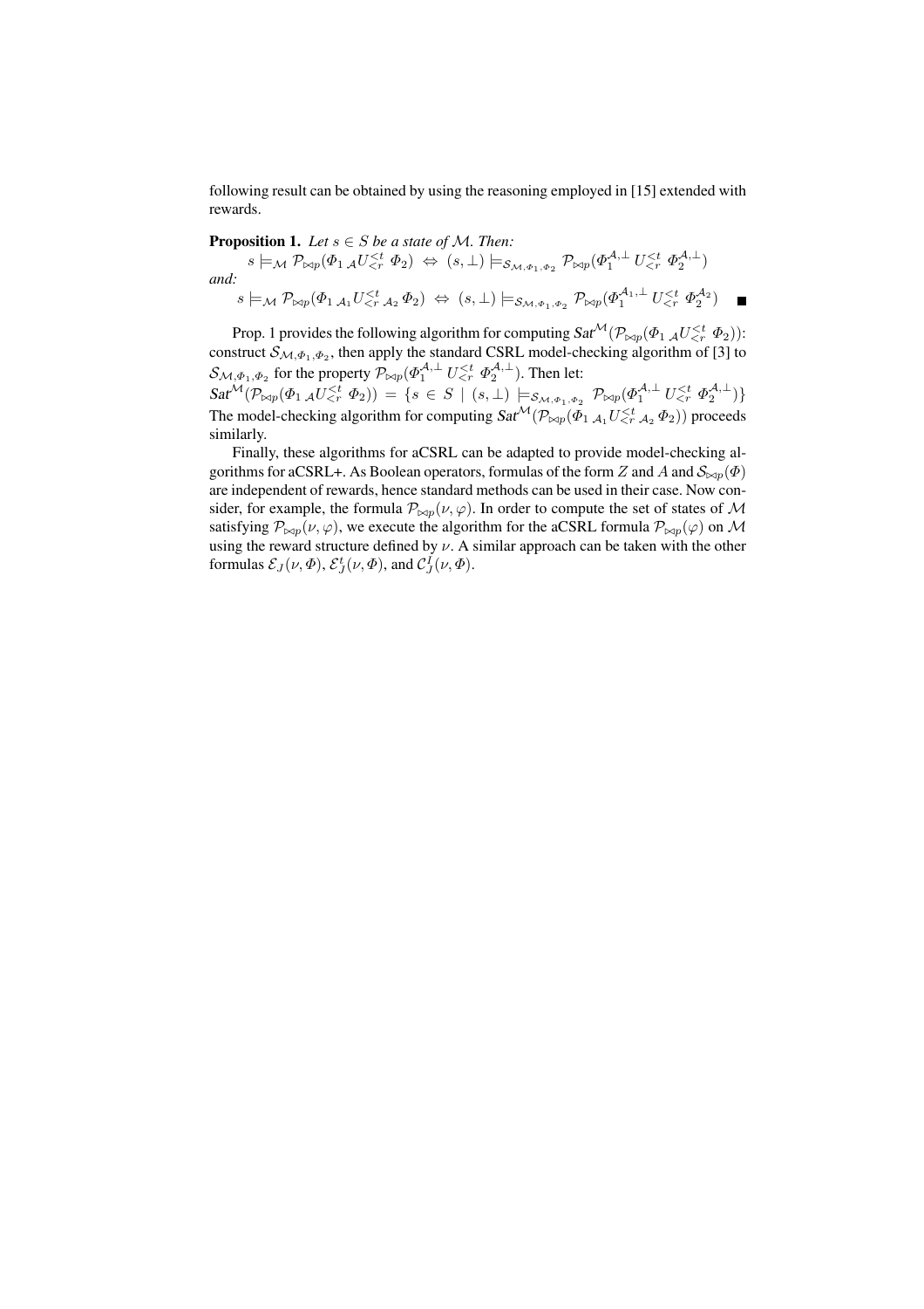following result can be obtained by using the reasoning employed in [15] extended with rewards.

**Proposition 1.** *Let $s \in S$ be a state of $\mathcal{M}$. Then:*

$$s \models_{\mathcal{M}} \mathcal{P}_{\bowtie p}(\Phi_1 \ {}_{\mathcal{A}}U^{<t}_{<r} \ \Phi_2) \ \Leftrightarrow \ (s, \bot) \models_{\mathcal{S}_{\mathcal{M},\Phi_1,\Phi_2}} \mathcal{P}_{\bowtie p}(\Phi_1^{\mathcal{A},\bot} \ U^{<t}_{<r} \ \Phi_2^{\mathcal{A},\bot})$$

*and:*

$$s \models_{\mathcal{M}} \mathcal{P}_{\bowtie p}(\Phi_1 \ {}_{\mathcal{A}_1}U^{<t}_{<r} \ {}_{\mathcal{A}_2} \Phi_2) \ \Leftrightarrow \ (s, \bot) \models_{\mathcal{S}_{\mathcal{M},\Phi_1,\Phi_2}} \mathcal{P}_{\bowtie p}(\Phi_1^{\mathcal{A}_1,\bot} \ U^{<t}_{<r} \ \Phi_2^{\mathcal{A}_2})$$

■

Prop. 1 provides the following algorithm for computing $Sat^{\mathcal{M}}(\mathcal{P}_{\bowtie p}(\Phi_1 \ {}_{\mathcal{A}}U^{<t}_{<r} \ \Phi_2))$: construct $\mathcal{S}_{\mathcal{M},\Phi_1,\Phi_2}$, then apply the standard CSRL model-checking algorithm of [3] to $\mathcal{S}_{\mathcal{M},\Phi_1,\Phi_2}$ for the property $\mathcal{P}_{\bowtie p}(\Phi_1^{\mathcal{A},\bot} \ U^{<t}_{<r} \ \Phi_2^{\mathcal{A},\bot})$. Then let:

$$Sat^{\mathcal{M}}(\mathcal{P}_{\bowtie p}(\Phi_1 \ {}_{\mathcal{A}}U^{<t}_{<r} \ \Phi_2)) = \{s \in S \mid (s, \bot) \models_{\mathcal{S}_{\mathcal{M},\Phi_1,\Phi_2}} \mathcal{P}_{\bowtie p}(\Phi_1^{\mathcal{A},\bot} \ U^{<t}_{<r} \ \Phi_2^{\mathcal{A},\bot})\}$$

The model-checking algorithm for computing $Sat^{\mathcal{M}}(\mathcal{P}_{\bowtie p}(\Phi_1 \ {}_{\mathcal{A}_1}U^{<t}_{<r} \ {}_{\mathcal{A}_2} \Phi_2))$ proceeds similarly.

Finally, these algorithms for aCSRL can be adapted to provide model-checking algorithms for aCSRL+. As Boolean operators, formulas of the form $Z$ and $A$ and $\mathcal{S}_{\bowtie p}(\Phi)$ are independent of rewards, hence standard methods can be used in their case. Now consider, for example, the formula $\mathcal{P}_{\bowtie p}(\nu, \varphi)$. In order to compute the set of states of $\mathcal{M}$ satisfying $\mathcal{P}_{\bowtie p}(\nu, \varphi)$, we execute the algorithm for the aCSRL formula $\mathcal{P}_{\bowtie p}(\varphi)$ on $\mathcal{M}$ using the reward structure defined by $\nu$. A similar approach can be taken with the other formulas $\mathcal{E}_J(\nu, \Phi)$, $\mathcal{E}_J^t(\nu, \Phi)$, and $\mathcal{C}_J^I(\nu, \Phi)$.